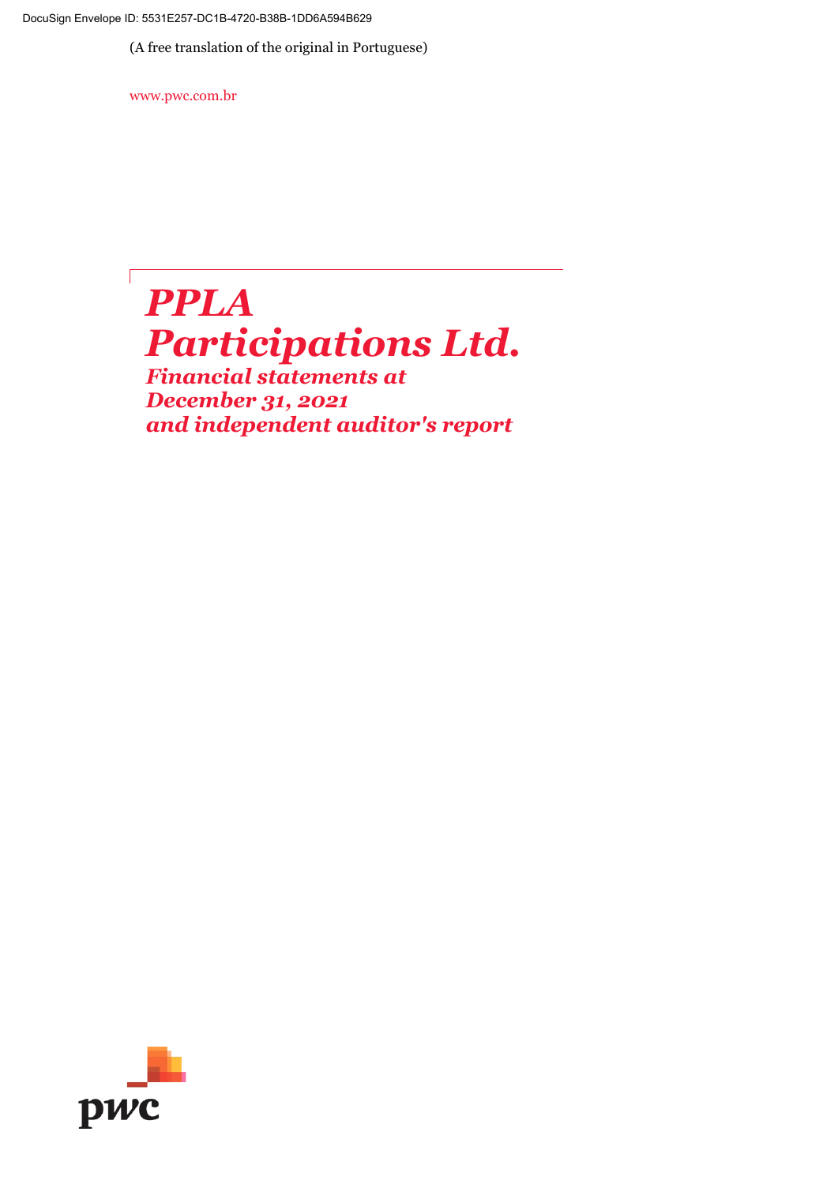(A free translation of the original in Portuguese)

www.pwc.com.br

# *PPLA Participations Ltd.*

***Financial statements at December 31, 2021 and independent auditor's report***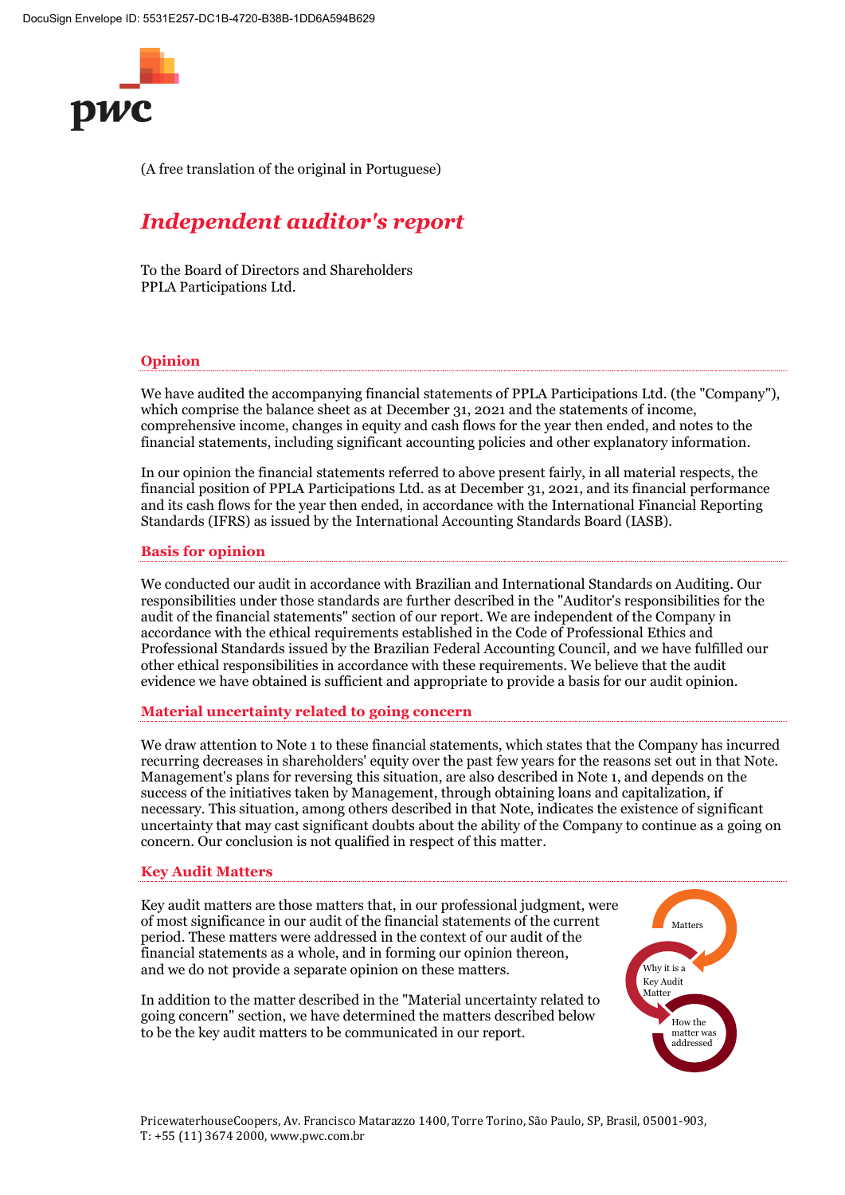(A free translation of the original in Portuguese)

# *Independent auditor's report*

To the Board of Directors and Shareholders
PPLA Participations Ltd.

## Opinion

We have audited the accompanying financial statements of PPLA Participations Ltd. (the "Company"), which comprise the balance sheet as at December 31, 2021 and the statements of income, comprehensive income, changes in equity and cash flows for the year then ended, and notes to the financial statements, including significant accounting policies and other explanatory information.

In our opinion the financial statements referred to above present fairly, in all material respects, the financial position of PPLA Participations Ltd. as at December 31, 2021, and its financial performance and its cash flows for the year then ended, in accordance with the International Financial Reporting Standards (IFRS) as issued by the International Accounting Standards Board (IASB).

## Basis for opinion

We conducted our audit in accordance with Brazilian and International Standards on Auditing. Our responsibilities under those standards are further described in the "Auditor's responsibilities for the audit of the financial statements" section of our report. We are independent of the Company in accordance with the ethical requirements established in the Code of Professional Ethics and Professional Standards issued by the Brazilian Federal Accounting Council, and we have fulfilled our other ethical responsibilities in accordance with these requirements. We believe that the audit evidence we have obtained is sufficient and appropriate to provide a basis for our audit opinion.

## Material uncertainty related to going concern

We draw attention to Note 1 to these financial statements, which states that the Company has incurred recurring decreases in shareholders' equity over the past few years for the reasons set out in that Note. Management's plans for reversing this situation, are also described in Note 1, and depends on the success of the initiatives taken by Management, through obtaining loans and capitalization, if necessary. This situation, among others described in that Note, indicates the existence of significant uncertainty that may cast significant doubts about the ability of the Company to continue as a going on concern. Our conclusion is not qualified in respect of this matter.

## Key Audit Matters

Key audit matters are those matters that, in our professional judgment, were of most significance in our audit of the financial statements of the current period. These matters were addressed in the context of our audit of the financial statements as a whole, and in forming our opinion thereon, and we do not provide a separate opinion on these matters.

In addition to the matter described in the "Material uncertainty related to going concern" section, we have determined the matters described below to be the key audit matters to be communicated in our report.

Matters → Why it is a Key Audit Matter → How the matter was addressed

PricewaterhouseCoopers, Av. Francisco Matarazzo 1400, Torre Torino, São Paulo, SP, Brasil, 05001-903, T: +55 (11) 3674 2000, www.pwc.com.br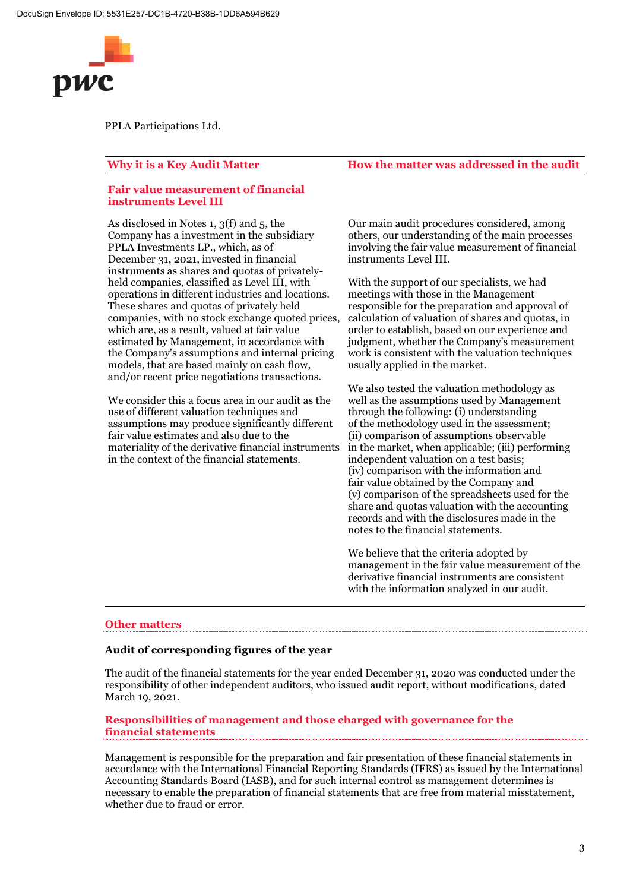PPLA Participations Ltd.

| Why it is a Key Audit Matter | How the matter was addressed in the audit |
|---|---|
| **Fair value measurement of financial instruments Level III**<br><br>As disclosed in Notes 1, 3(f) and 5, the Company has a investment in the subsidiary PPLA Investments LP., which, as of December 31, 2021, invested in financial instruments as shares and quotas of privately-held companies, classified as Level III, with operations in different industries and locations. These shares and quotas of privately held companies, with no stock exchange quoted prices, which are, as a result, valued at fair value estimated by Management, in accordance with the Company's assumptions and internal pricing models, that are based mainly on cash flow, and/or recent price negotiations transactions.<br><br>We consider this a focus area in our audit as the use of different valuation techniques and assumptions may produce significantly different fair value estimates and also due to the materiality of the derivative financial instruments in the context of the financial statements. | Our main audit procedures considered, among others, our understanding of the main processes involving the fair value measurement of financial instruments Level III.<br><br>With the support of our specialists, we had meetings with those in the Management responsible for the preparation and approval of calculation of valuation of shares and quotas, in order to establish, based on our experience and judgment, whether the Company's measurement work is consistent with the valuation techniques usually applied in the market.<br><br>We also tested the valuation methodology as well as the assumptions used by Management through the following: (i) understanding of the methodology used in the assessment; (ii) comparison of assumptions observable in the market, when applicable; (iii) performing independent valuation on a test basis; (iv) comparison with the information and fair value obtained by the Company and (v) comparison of the spreadsheets used for the share and quotas valuation with the accounting records and with the disclosures made in the notes to the financial statements.<br><br>We believe that the criteria adopted by management in the fair value measurement of the derivative financial instruments are consistent with the information analyzed in our audit. |

## Other matters

### Audit of corresponding figures of the year

The audit of the financial statements for the year ended December 31, 2020 was conducted under the responsibility of other independent auditors, who issued audit report, without modifications, dated March 19, 2021.

## Responsibilities of management and those charged with governance for the financial statements

Management is responsible for the preparation and fair presentation of these financial statements in accordance with the International Financial Reporting Standards (IFRS) as issued by the International Accounting Standards Board (IASB), and for such internal control as management determines is necessary to enable the preparation of financial statements that are free from material misstatement, whether due to fraud or error.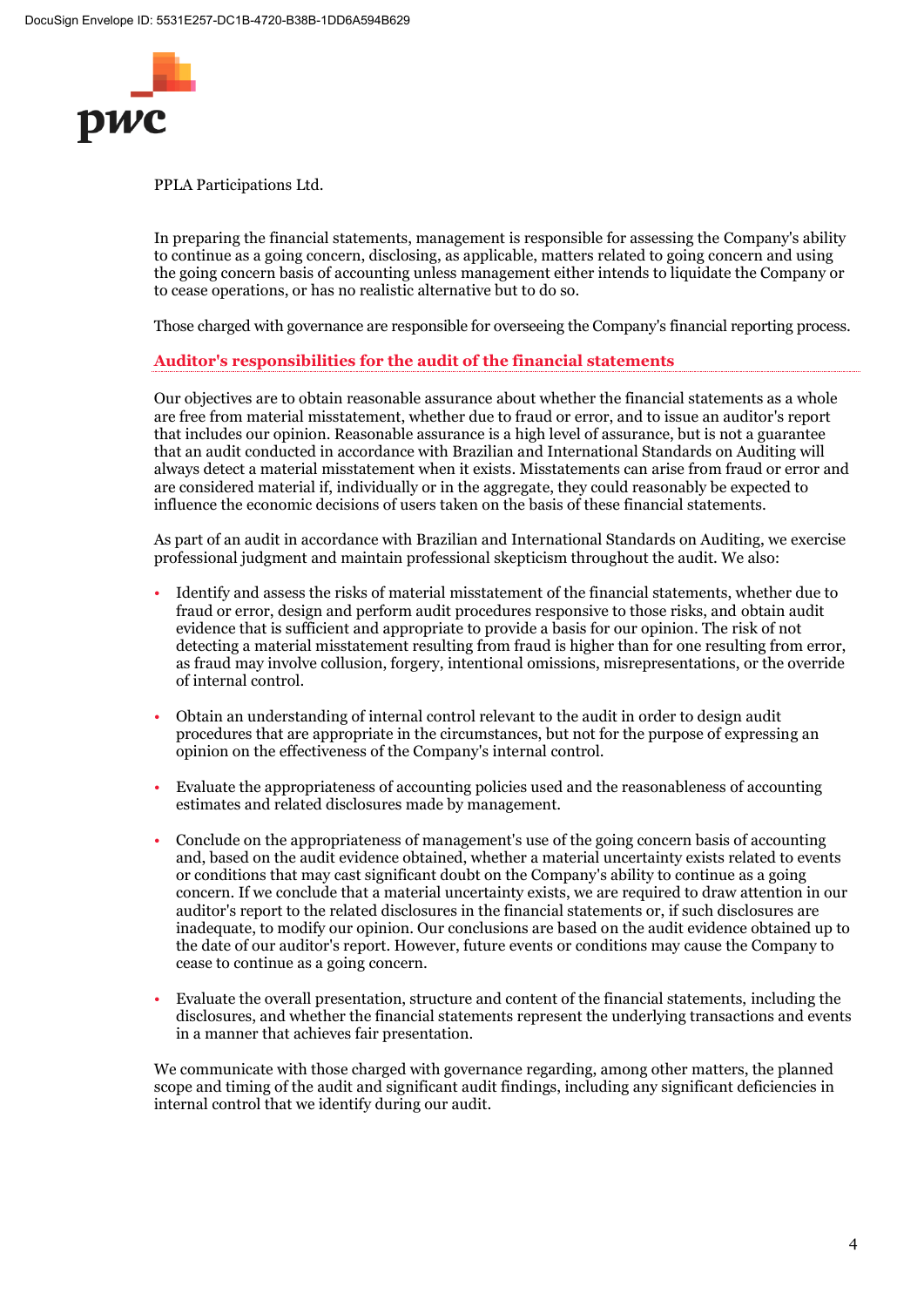PPLA Participations Ltd.

In preparing the financial statements, management is responsible for assessing the Company's ability to continue as a going concern, disclosing, as applicable, matters related to going concern and using the going concern basis of accounting unless management either intends to liquidate the Company or to cease operations, or has no realistic alternative but to do so.

Those charged with governance are responsible for overseeing the Company's financial reporting process.

## Auditor's responsibilities for the audit of the financial statements

Our objectives are to obtain reasonable assurance about whether the financial statements as a whole are free from material misstatement, whether due to fraud or error, and to issue an auditor's report that includes our opinion. Reasonable assurance is a high level of assurance, but is not a guarantee that an audit conducted in accordance with Brazilian and International Standards on Auditing will always detect a material misstatement when it exists. Misstatements can arise from fraud or error and are considered material if, individually or in the aggregate, they could reasonably be expected to influence the economic decisions of users taken on the basis of these financial statements.

As part of an audit in accordance with Brazilian and International Standards on Auditing, we exercise professional judgment and maintain professional skepticism throughout the audit. We also:

- Identify and assess the risks of material misstatement of the financial statements, whether due to fraud or error, design and perform audit procedures responsive to those risks, and obtain audit evidence that is sufficient and appropriate to provide a basis for our opinion. The risk of not detecting a material misstatement resulting from fraud is higher than for one resulting from error, as fraud may involve collusion, forgery, intentional omissions, misrepresentations, or the override of internal control.

- Obtain an understanding of internal control relevant to the audit in order to design audit procedures that are appropriate in the circumstances, but not for the purpose of expressing an opinion on the effectiveness of the Company's internal control.

- Evaluate the appropriateness of accounting policies used and the reasonableness of accounting estimates and related disclosures made by management.

- Conclude on the appropriateness of management's use of the going concern basis of accounting and, based on the audit evidence obtained, whether a material uncertainty exists related to events or conditions that may cast significant doubt on the Company's ability to continue as a going concern. If we conclude that a material uncertainty exists, we are required to draw attention in our auditor's report to the related disclosures in the financial statements or, if such disclosures are inadequate, to modify our opinion. Our conclusions are based on the audit evidence obtained up to the date of our auditor's report. However, future events or conditions may cause the Company to cease to continue as a going concern.

- Evaluate the overall presentation, structure and content of the financial statements, including the disclosures, and whether the financial statements represent the underlying transactions and events in a manner that achieves fair presentation.

We communicate with those charged with governance regarding, among other matters, the planned scope and timing of the audit and significant audit findings, including any significant deficiencies in internal control that we identify during our audit.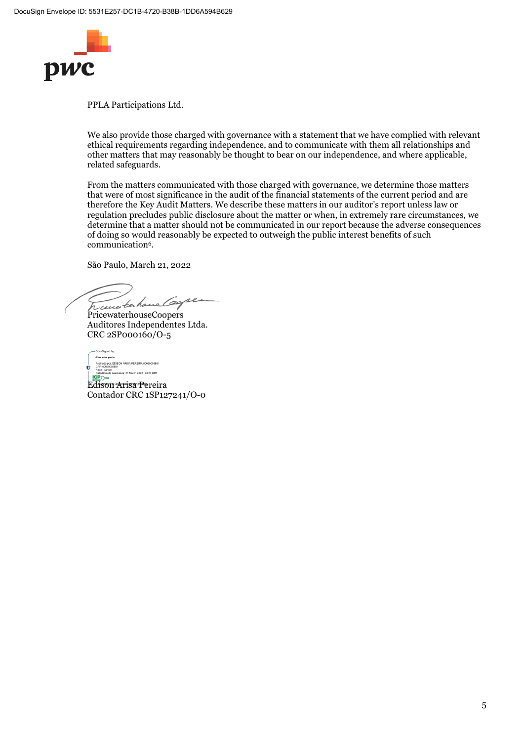PPLA Participations Ltd.

We also provide those charged with governance with a statement that we have complied with relevant ethical requirements regarding independence, and to communicate with them all relationships and other matters that may reasonably be thought to bear on our independence, and where applicable, related safeguards.

From the matters communicated with those charged with governance, we determine those matters that were of most significance in the audit of the financial statements of the current period and are therefore the Key Audit Matters. We describe these matters in our auditor's report unless law or regulation precludes public disclosure about the matter or when, in extremely rare circumstances, we determine that a matter should not be communicated in our report because the adverse consequences of doing so would reasonably be expected to outweigh the public interest benefits of such communication[6].

São Paulo, March 21, 2022

PricewaterhouseCoopers
Auditores Independentes Ltda.
CRC 2SP000160/O-5

Edison Arisa Pereira
Contador CRC 1SP127241/O-0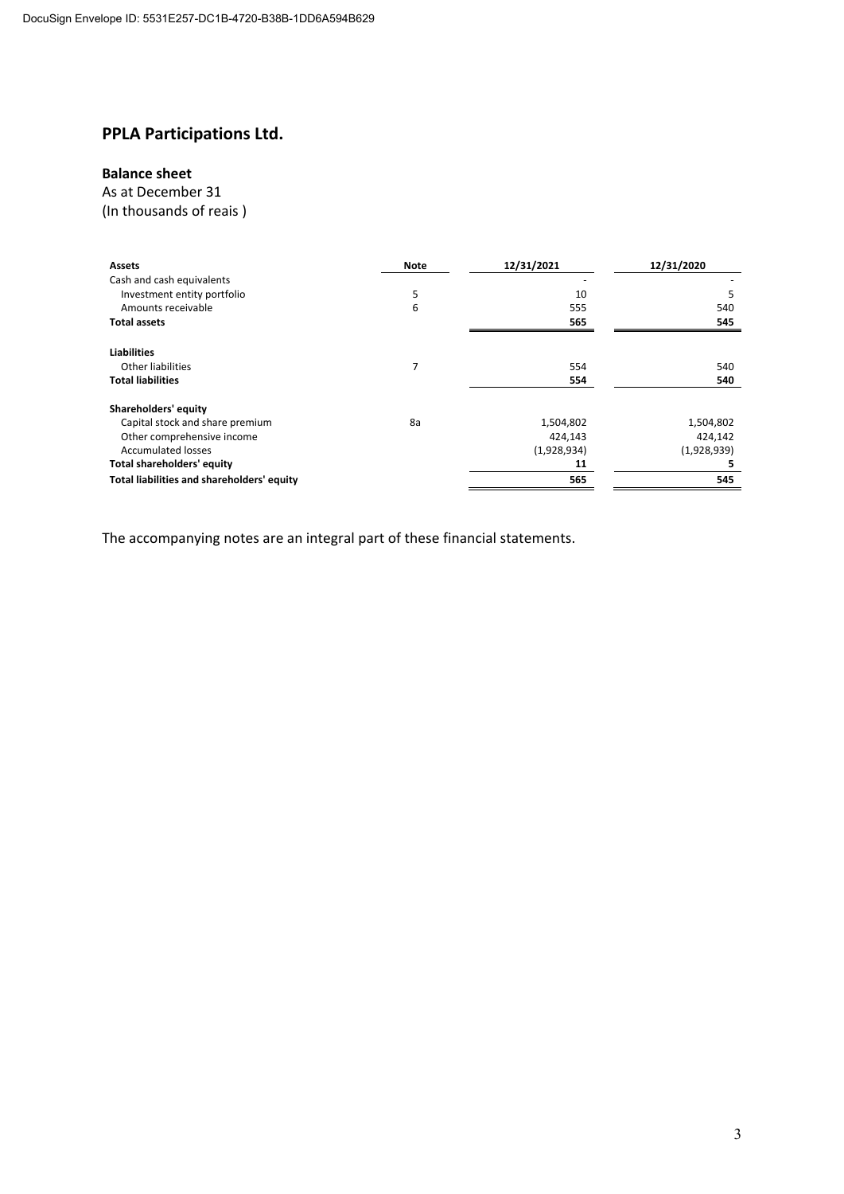# PPLA Participations Ltd.

**Balance sheet**
As at December 31
(In thousands of reais )

| **Assets** | **Note** | **12/31/2021** | **12/31/2020** |
|---|---|---|---|
| Cash and cash equivalents | | - | - |
| Investment entity portfolio | 5 | 10 | 5 |
| Amounts receivable | 6 | 555 | 540 |
| **Total assets** | | **565** | **545** |
| | | | |
| **Liabilities** | | | |
| Other liabilities | 7 | 554 | 540 |
| **Total liabilities** | | **554** | **540** |
| | | | |
| **Shareholders' equity** | | | |
| Capital stock and share premium | 8a | 1,504,802 | 1,504,802 |
| Other comprehensive income | | 424,143 | 424,142 |
| Accumulated losses | | (1,928,934) | (1,928,939) |
| **Total shareholders' equity** | | **11** | **5** |
| **Total liabilities and shareholders' equity** | | **565** | **545** |

The accompanying notes are an integral part of these financial statements.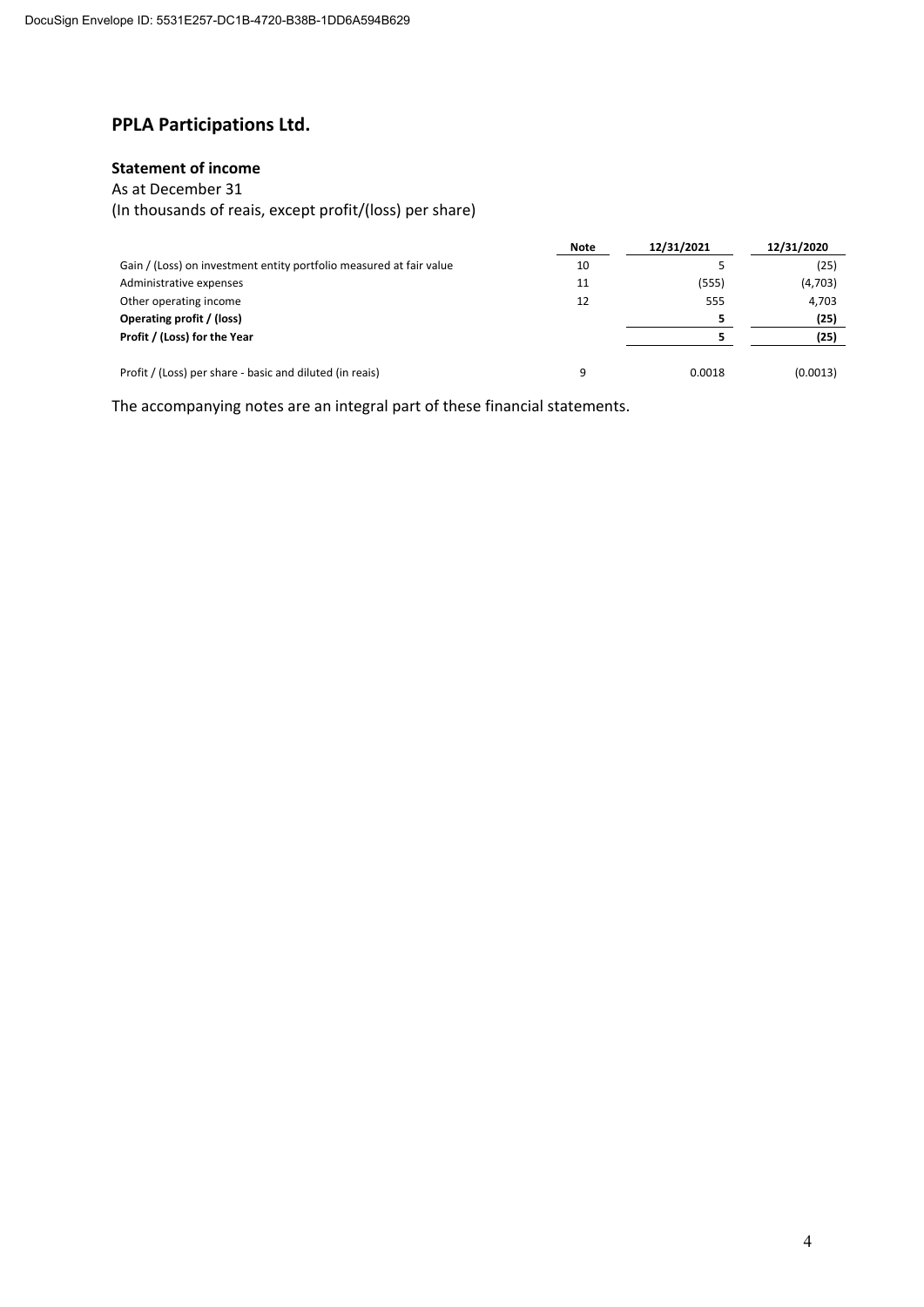# PPLA Participations Ltd.

**Statement of income**

As at December 31

(In thousands of reais, except profit/(loss) per share)

| | Note | 12/31/2021 | 12/31/2020 |
|---|---|---|---|
| Gain / (Loss) on investment entity portfolio measured at fair value | 10 | 5 | (25) |
| Administrative expenses | 11 | (555) | (4,703) |
| Other operating income | 12 | 555 | 4,703 |
| **Operating profit / (loss)** | | **5** | **(25)** |
| **Profit / (Loss) for the Year** | | **5** | **(25)** |
| | | | |
| Profit / (Loss) per share - basic and diluted (in reais) | 9 | 0.0018 | (0.0013) |

The accompanying notes are an integral part of these financial statements.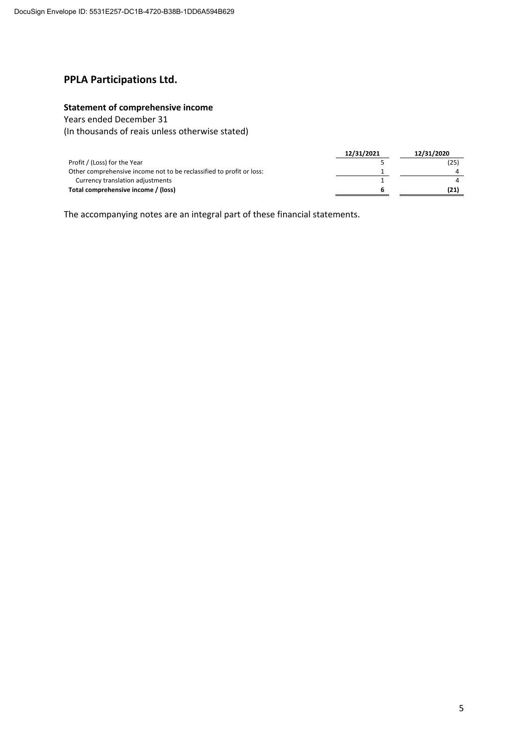## PPLA Participations Ltd.

### Statement of comprehensive income

Years ended December 31
(In thousands of reais unless otherwise stated)

| | 12/31/2021 | 12/31/2020 |
|---|---|---|
| Profit / (Loss) for the Year | 5 | (25) |
| Other comprehensive income not to be reclassified to profit or loss: | 1 | 4 |
| Currency translation adjustments | 1 | 4 |
| **Total comprehensive income / (loss)** | **6** | **(21)** |

The accompanying notes are an integral part of these financial statements.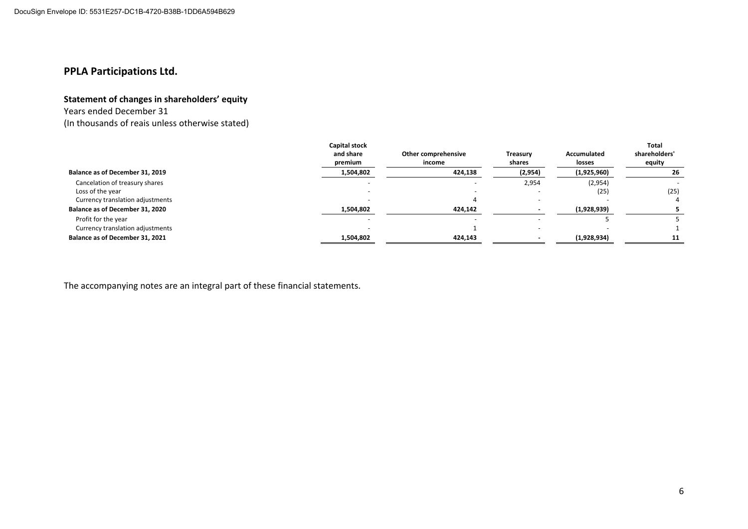DocuSign Envelope ID: 5531E257-DC1B-4720-B38B-1DD6A594B629

## PPLA Participations Ltd.

### Statement of changes in shareholders' equity

Years ended December 31
(In thousands of reais unless otherwise stated)

| | Capital stock and share premium | Other comprehensive income | Treasury shares | Accumulated losses | Total shareholders' equity |
|---|---|---|---|---|---|
| **Balance as of December 31, 2019** | **1,504,802** | **424,138** | **(2,954)** | **(1,925,960)** | **26** |
| Cancelation of treasury shares | - | - | 2,954 | (2,954) | - |
| Loss of the year | - | - | - | (25) | (25) |
| Currency translation adjustments | - | 4 | - | - | 4 |
| **Balance as of December 31, 2020** | **1,504,802** | **424,142** | **-** | **(1,928,939)** | **5** |
| Profit for the year | - | - | - | 5 | 5 |
| Currency translation adjustments | - | 1 | - | - | 1 |
| **Balance as of December 31, 2021** | **1,504,802** | **424,143** | **-** | **(1,928,934)** | **11** |

The accompanying notes are an integral part of these financial statements.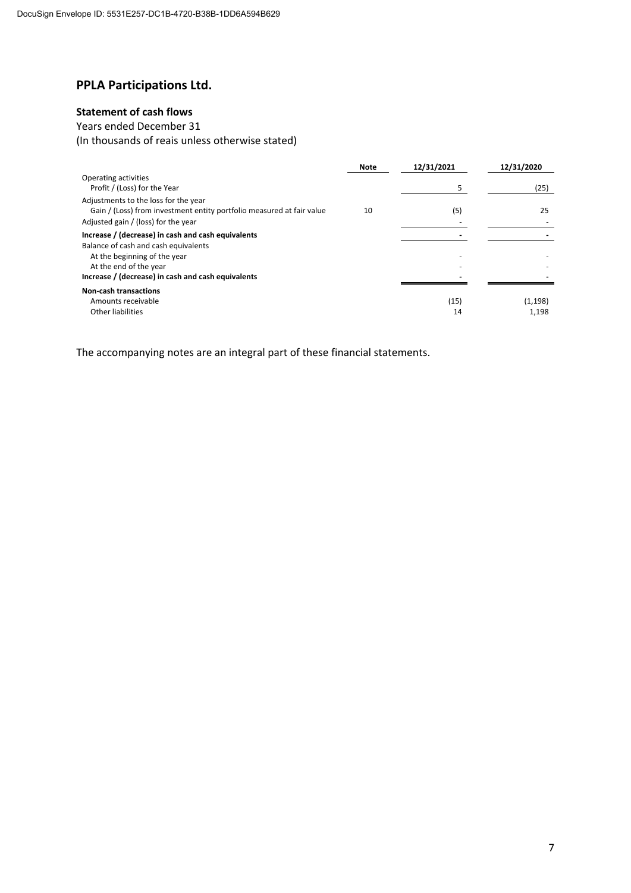DocuSign Envelope ID: 5531E257-DC1B-4720-B38B-1DD6A594B629

# PPLA Participations Ltd.

## Statement of cash flows

Years ended December 31

(In thousands of reais unless otherwise stated)

| | Note | 12/31/2021 | 12/31/2020 |
|---|---|---|---|
| Operating activities | | | |
| Profit / (Loss) for the Year | | 5 | (25) |
| Adjustments to the loss for the year | | | |
| Gain / (Loss) from investment entity portfolio measured at fair value | 10 | (5) | 25 |
| Adjusted gain / (loss) for the year | | - | - |
| **Increase / (decrease) in cash and cash equivalents** | | **-** | **-** |
| Balance of cash and cash equivalents | | | |
| At the beginning of the year | | - | - |
| At the end of the year | | - | - |
| **Increase / (decrease) in cash and cash equivalents** | | **-** | **-** |
| **Non-cash transactions** | | | |
| Amounts receivable | | (15) | (1,198) |
| Other liabilities | | 14 | 1,198 |

The accompanying notes are an integral part of these financial statements.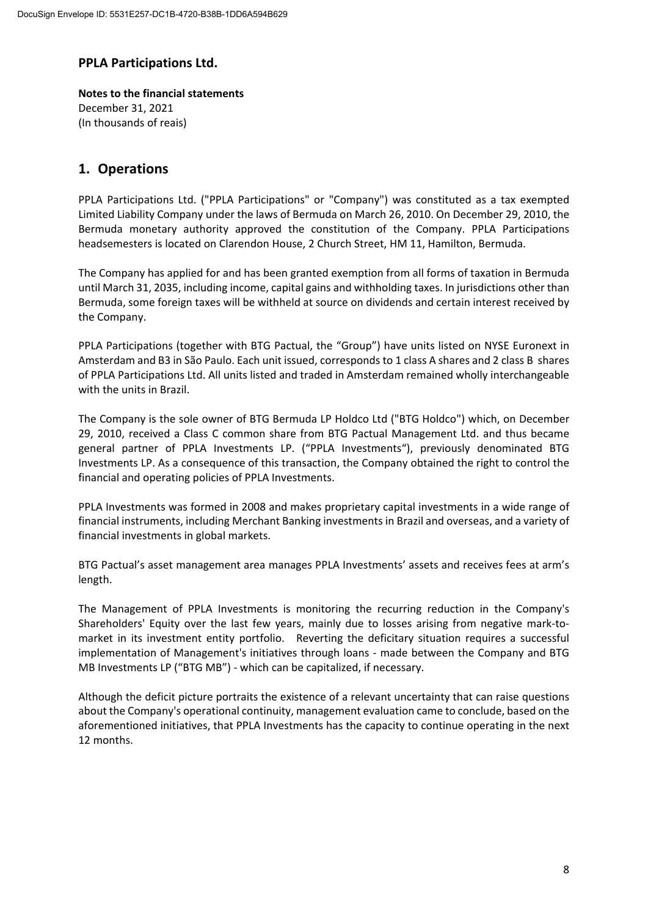# PPLA Participations Ltd.

**Notes to the financial statements**
December 31, 2021
(In thousands of reais)

## 1. Operations

PPLA Participations Ltd. ("PPLA Participations" or "Company") was constituted as a tax exempted Limited Liability Company under the laws of Bermuda on March 26, 2010. On December 29, 2010, the Bermuda monetary authority approved the constitution of the Company. PPLA Participations headsemesters is located on Clarendon House, 2 Church Street, HM 11, Hamilton, Bermuda.

The Company has applied for and has been granted exemption from all forms of taxation in Bermuda until March 31, 2035, including income, capital gains and withholding taxes. In jurisdictions other than Bermuda, some foreign taxes will be withheld at source on dividends and certain interest received by the Company.

PPLA Participations (together with BTG Pactual, the "Group") have units listed on NYSE Euronext in Amsterdam and B3 in São Paulo. Each unit issued, corresponds to 1 class A shares and 2 class B shares of PPLA Participations Ltd. All units listed and traded in Amsterdam remained wholly interchangeable with the units in Brazil.

The Company is the sole owner of BTG Bermuda LP Holdco Ltd ("BTG Holdco") which, on December 29, 2010, received a Class C common share from BTG Pactual Management Ltd. and thus became general partner of PPLA Investments LP. ("PPLA Investments"), previously denominated BTG Investments LP. As a consequence of this transaction, the Company obtained the right to control the financial and operating policies of PPLA Investments.

PPLA Investments was formed in 2008 and makes proprietary capital investments in a wide range of financial instruments, including Merchant Banking investments in Brazil and overseas, and a variety of financial investments in global markets.

BTG Pactual's asset management area manages PPLA Investments' assets and receives fees at arm's length.

The Management of PPLA Investments is monitoring the recurring reduction in the Company's Shareholders' Equity over the last few years, mainly due to losses arising from negative mark-to-market in its investment entity portfolio. Reverting the deficitary situation requires a successful implementation of Management's initiatives through loans - made between the Company and BTG MB Investments LP ("BTG MB") - which can be capitalized, if necessary.

Although the deficit picture portraits the existence of a relevant uncertainty that can raise questions about the Company's operational continuity, management evaluation came to conclude, based on the aforementioned initiatives, that PPLA Investments has the capacity to continue operating in the next 12 months.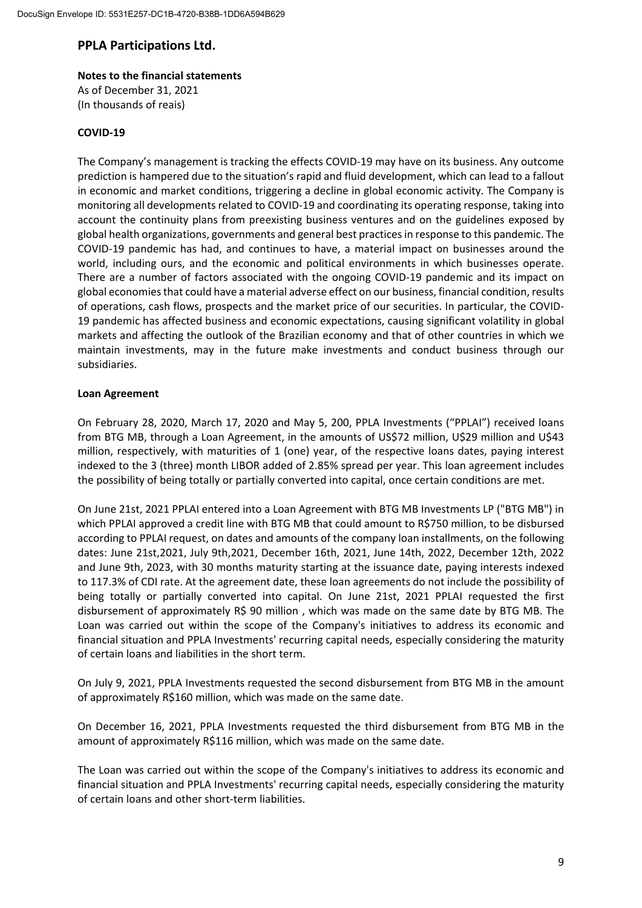# PPLA Participations Ltd.

**Notes to the financial statements**
As of December 31, 2021
(In thousands of reais)

**COVID-19**

The Company's management is tracking the effects COVID-19 may have on its business. Any outcome prediction is hampered due to the situation's rapid and fluid development, which can lead to a fallout in economic and market conditions, triggering a decline in global economic activity. The Company is monitoring all developments related to COVID-19 and coordinating its operating response, taking into account the continuity plans from preexisting business ventures and on the guidelines exposed by global health organizations, governments and general best practices in response to this pandemic. The COVID-19 pandemic has had, and continues to have, a material impact on businesses around the world, including ours, and the economic and political environments in which businesses operate. There are a number of factors associated with the ongoing COVID-19 pandemic and its impact on global economies that could have a material adverse effect on our business, financial condition, results of operations, cash flows, prospects and the market price of our securities. In particular, the COVID-19 pandemic has affected business and economic expectations, causing significant volatility in global markets and affecting the outlook of the Brazilian economy and that of other countries in which we maintain investments, may in the future make investments and conduct business through our subsidiaries.

**Loan Agreement**

On February 28, 2020, March 17, 2020 and May 5, 200, PPLA Investments ("PPLAI") received loans from BTG MB, through a Loan Agreement, in the amounts of US$72 million, U$29 million and U$43 million, respectively, with maturities of 1 (one) year, of the respective loans dates, paying interest indexed to the 3 (three) month LIBOR added of 2.85% spread per year. This loan agreement includes the possibility of being totally or partially converted into capital, once certain conditions are met.

On June 21st, 2021 PPLAI entered into a Loan Agreement with BTG MB Investments LP ("BTG MB") in which PPLAI approved a credit line with BTG MB that could amount to R$750 million, to be disbursed according to PPLAI request, on dates and amounts of the company loan installments, on the following dates: June 21st,2021, July 9th,2021, December 16th, 2021, June 14th, 2022, December 12th, 2022 and June 9th, 2023, with 30 months maturity starting at the issuance date, paying interests indexed to 117.3% of CDI rate. At the agreement date, these loan agreements do not include the possibility of being totally or partially converted into capital. On June 21st, 2021 PPLAI requested the first disbursement of approximately R$ 90 million , which was made on the same date by BTG MB. The Loan was carried out within the scope of the Company's initiatives to address its economic and financial situation and PPLA Investments' recurring capital needs, especially considering the maturity of certain loans and liabilities in the short term.

On July 9, 2021, PPLA Investments requested the second disbursement from BTG MB in the amount of approximately R$160 million, which was made on the same date.

On December 16, 2021, PPLA Investments requested the third disbursement from BTG MB in the amount of approximately R$116 million, which was made on the same date.

The Loan was carried out within the scope of the Company's initiatives to address its economic and financial situation and PPLA Investments' recurring capital needs, especially considering the maturity of certain loans and other short-term liabilities.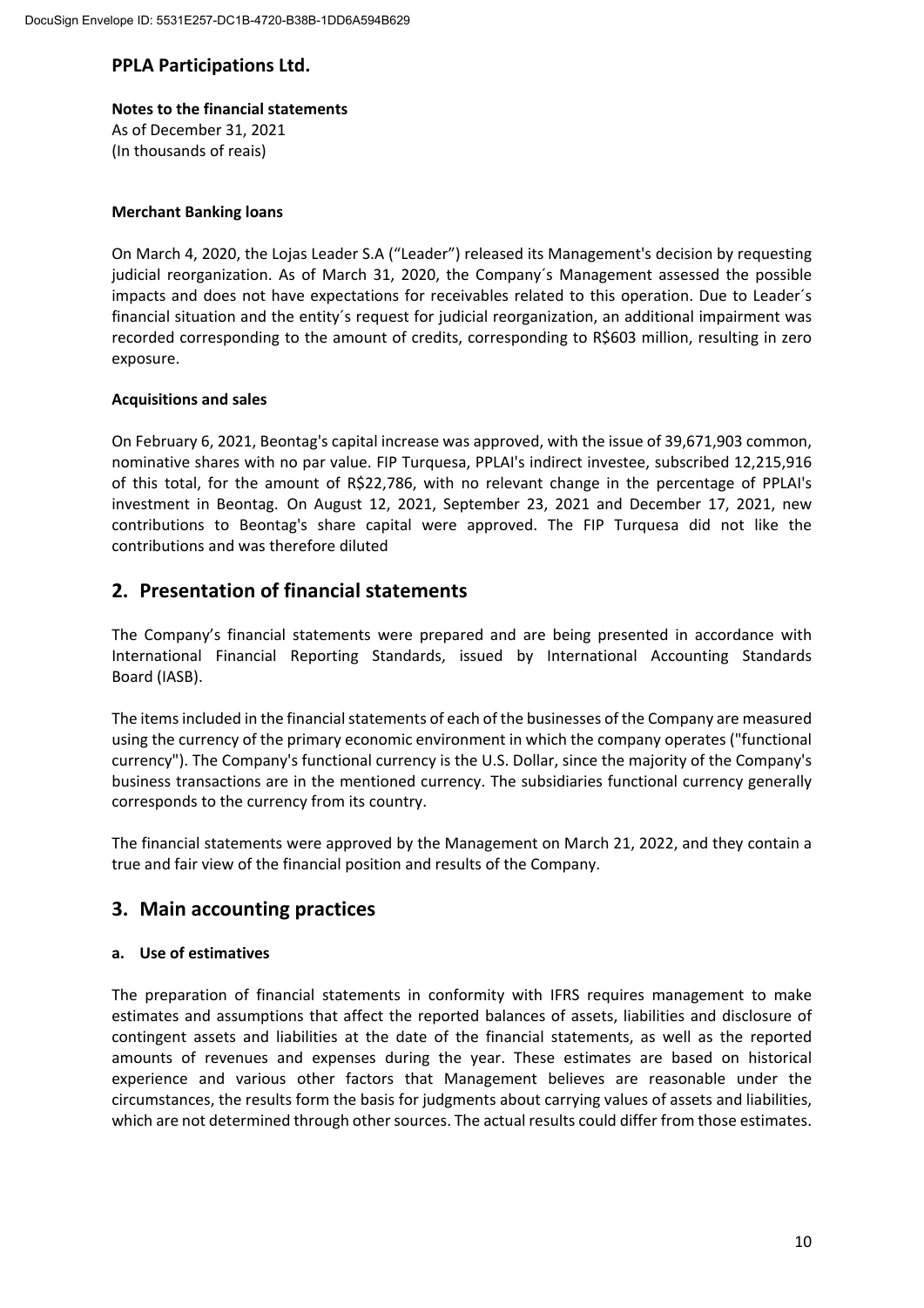**Merchant Banking loans**

On March 4, 2020, the Lojas Leader S.A ("Leader") released its Management's decision by requesting judicial reorganization. As of March 31, 2020, the Company´s Management assessed the possible impacts and does not have expectations for receivables related to this operation. Due to Leader´s financial situation and the entity´s request for judicial reorganization, an additional impairment was recorded corresponding to the amount of credits, corresponding to R$603 million, resulting in zero exposure.

**Acquisitions and sales**

On February 6, 2021, Beontag's capital increase was approved, with the issue of 39,671,903 common, nominative shares with no par value. FIP Turquesa, PPLAI's indirect investee, subscribed 12,215,916 of this total, for the amount of R$22,786, with no relevant change in the percentage of PPLAI's investment in Beontag. On August 12, 2021, September 23, 2021 and December 17, 2021, new contributions to Beontag's share capital were approved. The FIP Turquesa did not like the contributions and was therefore diluted

## 2. Presentation of financial statements

The Company's financial statements were prepared and are being presented in accordance with International Financial Reporting Standards, issued by International Accounting Standards Board (IASB).

The items included in the financial statements of each of the businesses of the Company are measured using the currency of the primary economic environment in which the company operates ("functional currency"). The Company's functional currency is the U.S. Dollar, since the majority of the Company's business transactions are in the mentioned currency. The subsidiaries functional currency generally corresponds to the currency from its country.

The financial statements were approved by the Management on March 21, 2022, and they contain a true and fair view of the financial position and results of the Company.

## 3. Main accounting practices

### a. Use of estimatives

The preparation of financial statements in conformity with IFRS requires management to make estimates and assumptions that affect the reported balances of assets, liabilities and disclosure of contingent assets and liabilities at the date of the financial statements, as well as the reported amounts of revenues and expenses during the year. These estimates are based on historical experience and various other factors that Management believes are reasonable under the circumstances, the results form the basis for judgments about carrying values of assets and liabilities, which are not determined through other sources. The actual results could differ from those estimates.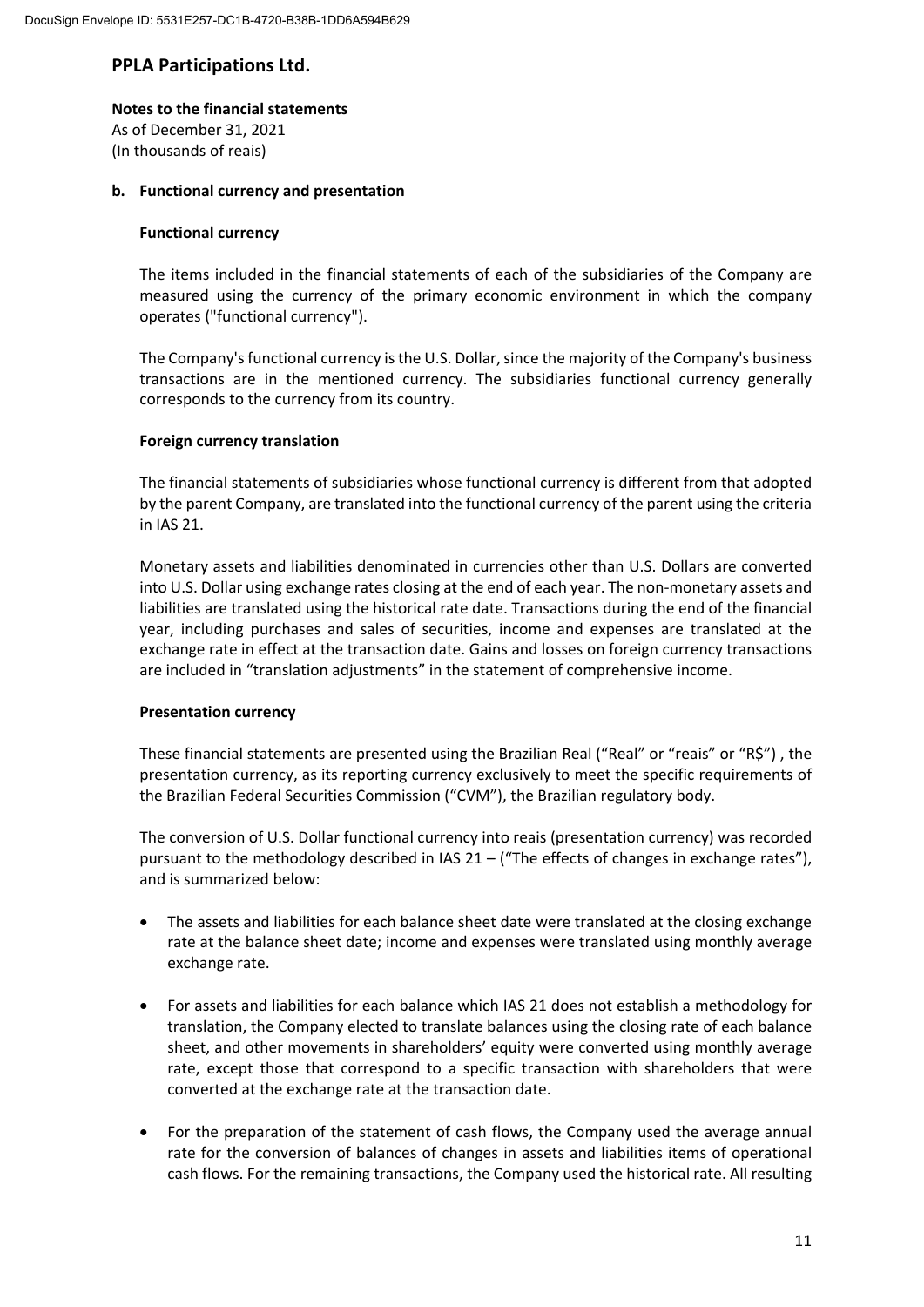**b. Functional currency and presentation**

**Functional currency**

The items included in the financial statements of each of the subsidiaries of the Company are measured using the currency of the primary economic environment in which the company operates ("functional currency").

The Company's functional currency is the U.S. Dollar, since the majority of the Company's business transactions are in the mentioned currency. The subsidiaries functional currency generally corresponds to the currency from its country.

**Foreign currency translation**

The financial statements of subsidiaries whose functional currency is different from that adopted by the parent Company, are translated into the functional currency of the parent using the criteria in IAS 21.

Monetary assets and liabilities denominated in currencies other than U.S. Dollars are converted into U.S. Dollar using exchange rates closing at the end of each year. The non-monetary assets and liabilities are translated using the historical rate date. Transactions during the end of the financial year, including purchases and sales of securities, income and expenses are translated at the exchange rate in effect at the transaction date. Gains and losses on foreign currency transactions are included in "translation adjustments" in the statement of comprehensive income.

**Presentation currency**

These financial statements are presented using the Brazilian Real ("Real" or "reais" or "R$") , the presentation currency, as its reporting currency exclusively to meet the specific requirements of the Brazilian Federal Securities Commission ("CVM"), the Brazilian regulatory body.

The conversion of U.S. Dollar functional currency into reais (presentation currency) was recorded pursuant to the methodology described in IAS 21 – ("The effects of changes in exchange rates"), and is summarized below:

- The assets and liabilities for each balance sheet date were translated at the closing exchange rate at the balance sheet date; income and expenses were translated using monthly average exchange rate.
- For assets and liabilities for each balance which IAS 21 does not establish a methodology for translation, the Company elected to translate balances using the closing rate of each balance sheet, and other movements in shareholders' equity were converted using monthly average rate, except those that correspond to a specific transaction with shareholders that were converted at the exchange rate at the transaction date.
- For the preparation of the statement of cash flows, the Company used the average annual rate for the conversion of balances of changes in assets and liabilities items of operational cash flows. For the remaining transactions, the Company used the historical rate. All resulting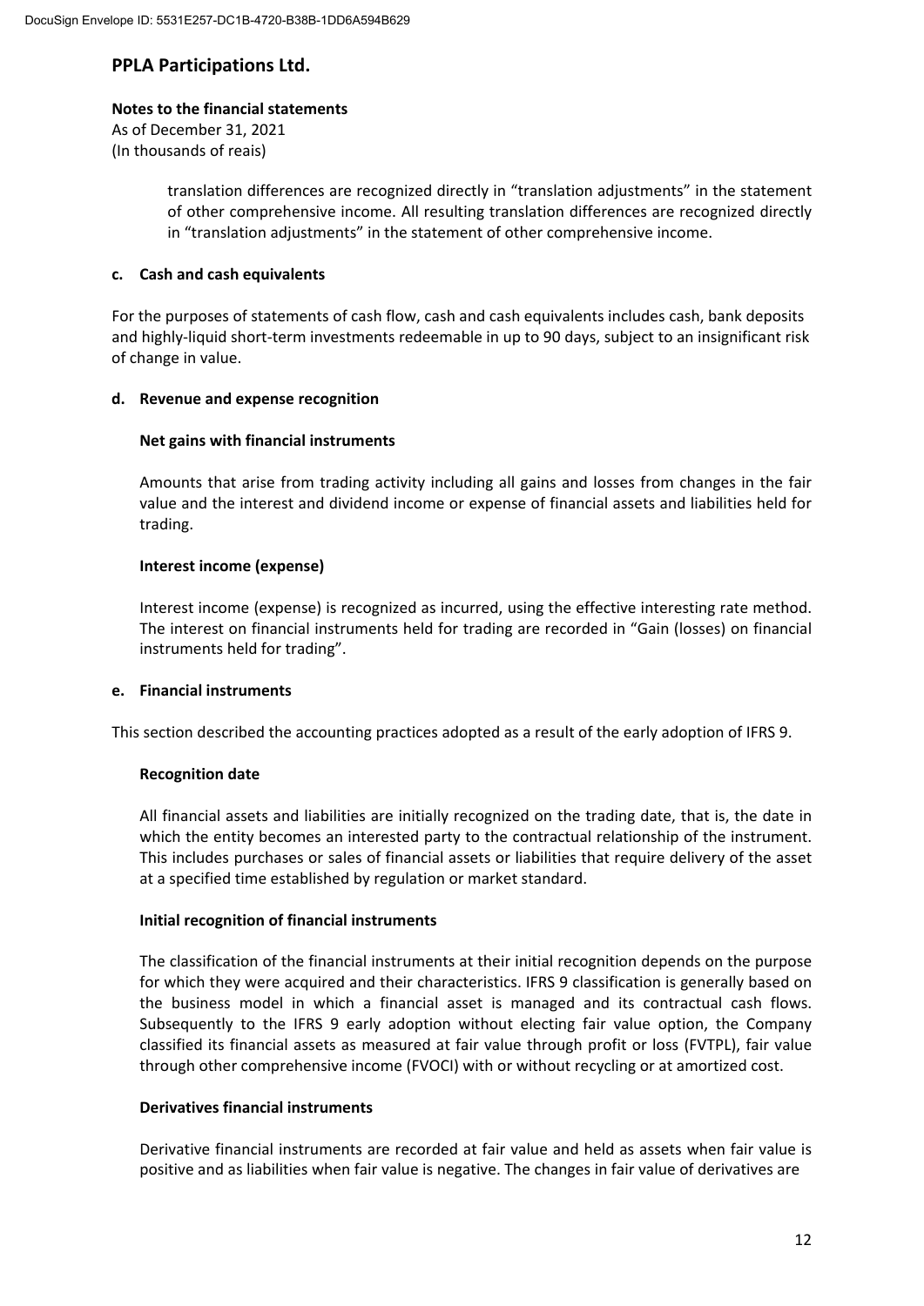translation differences are recognized directly in "translation adjustments" in the statement of other comprehensive income. All resulting translation differences are recognized directly in "translation adjustments" in the statement of other comprehensive income.

### c. Cash and cash equivalents

For the purposes of statements of cash flow, cash and cash equivalents includes cash, bank deposits and highly-liquid short-term investments redeemable in up to 90 days, subject to an insignificant risk of change in value.

### d. Revenue and expense recognition

**Net gains with financial instruments**

Amounts that arise from trading activity including all gains and losses from changes in the fair value and the interest and dividend income or expense of financial assets and liabilities held for trading.

**Interest income (expense)**

Interest income (expense) is recognized as incurred, using the effective interesting rate method. The interest on financial instruments held for trading are recorded in "Gain (losses) on financial instruments held for trading".

### e. Financial instruments

This section described the accounting practices adopted as a result of the early adoption of IFRS 9.

**Recognition date**

All financial assets and liabilities are initially recognized on the trading date, that is, the date in which the entity becomes an interested party to the contractual relationship of the instrument. This includes purchases or sales of financial assets or liabilities that require delivery of the asset at a specified time established by regulation or market standard.

**Initial recognition of financial instruments**

The classification of the financial instruments at their initial recognition depends on the purpose for which they were acquired and their characteristics. IFRS 9 classification is generally based on the business model in which a financial asset is managed and its contractual cash flows. Subsequently to the IFRS 9 early adoption without electing fair value option, the Company classified its financial assets as measured at fair value through profit or loss (FVTPL), fair value through other comprehensive income (FVOCI) with or without recycling or at amortized cost.

**Derivatives financial instruments**

Derivative financial instruments are recorded at fair value and held as assets when fair value is positive and as liabilities when fair value is negative. The changes in fair value of derivatives are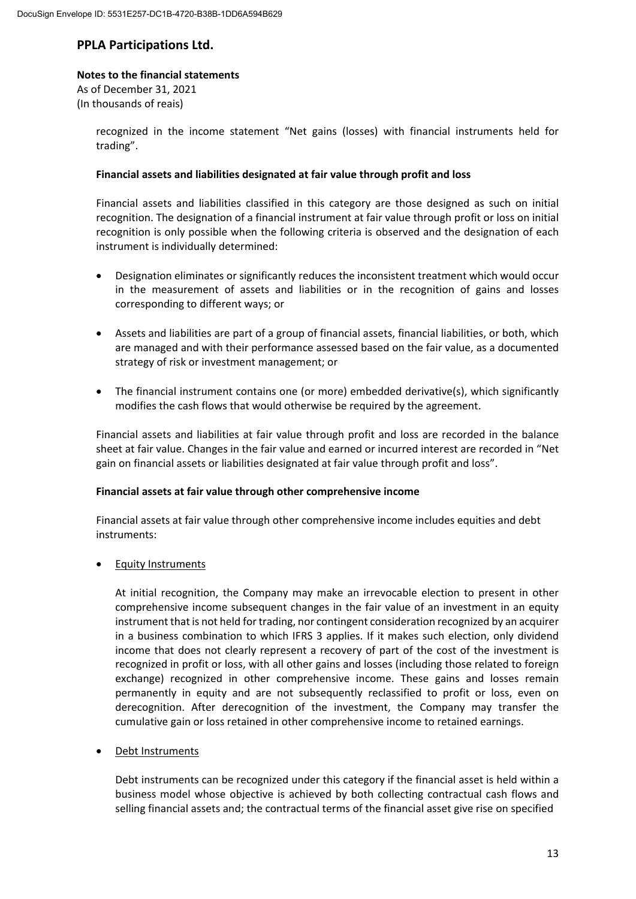recognized in the income statement "Net gains (losses) with financial instruments held for trading".

**Financial assets and liabilities designated at fair value through profit and loss**

Financial assets and liabilities classified in this category are those designed as such on initial recognition. The designation of a financial instrument at fair value through profit or loss on initial recognition is only possible when the following criteria is observed and the designation of each instrument is individually determined:

- Designation eliminates or significantly reduces the inconsistent treatment which would occur in the measurement of assets and liabilities or in the recognition of gains and losses corresponding to different ways; or

- Assets and liabilities are part of a group of financial assets, financial liabilities, or both, which are managed and with their performance assessed based on the fair value, as a documented strategy of risk or investment management; or

- The financial instrument contains one (or more) embedded derivative(s), which significantly modifies the cash flows that would otherwise be required by the agreement.

Financial assets and liabilities at fair value through profit and loss are recorded in the balance sheet at fair value. Changes in the fair value and earned or incurred interest are recorded in "Net gain on financial assets or liabilities designated at fair value through profit and loss".

**Financial assets at fair value through other comprehensive income**

Financial assets at fair value through other comprehensive income includes equities and debt instruments:

- Equity Instruments

  At initial recognition, the Company may make an irrevocable election to present in other comprehensive income subsequent changes in the fair value of an investment in an equity instrument that is not held for trading, nor contingent consideration recognized by an acquirer in a business combination to which IFRS 3 applies. If it makes such election, only dividend income that does not clearly represent a recovery of part of the cost of the investment is recognized in profit or loss, with all other gains and losses (including those related to foreign exchange) recognized in other comprehensive income. These gains and losses remain permanently in equity and are not subsequently reclassified to profit or loss, even on derecognition. After derecognition of the investment, the Company may transfer the cumulative gain or loss retained in other comprehensive income to retained earnings.

- Debt Instruments

  Debt instruments can be recognized under this category if the financial asset is held within a business model whose objective is achieved by both collecting contractual cash flows and selling financial assets and; the contractual terms of the financial asset give rise on specified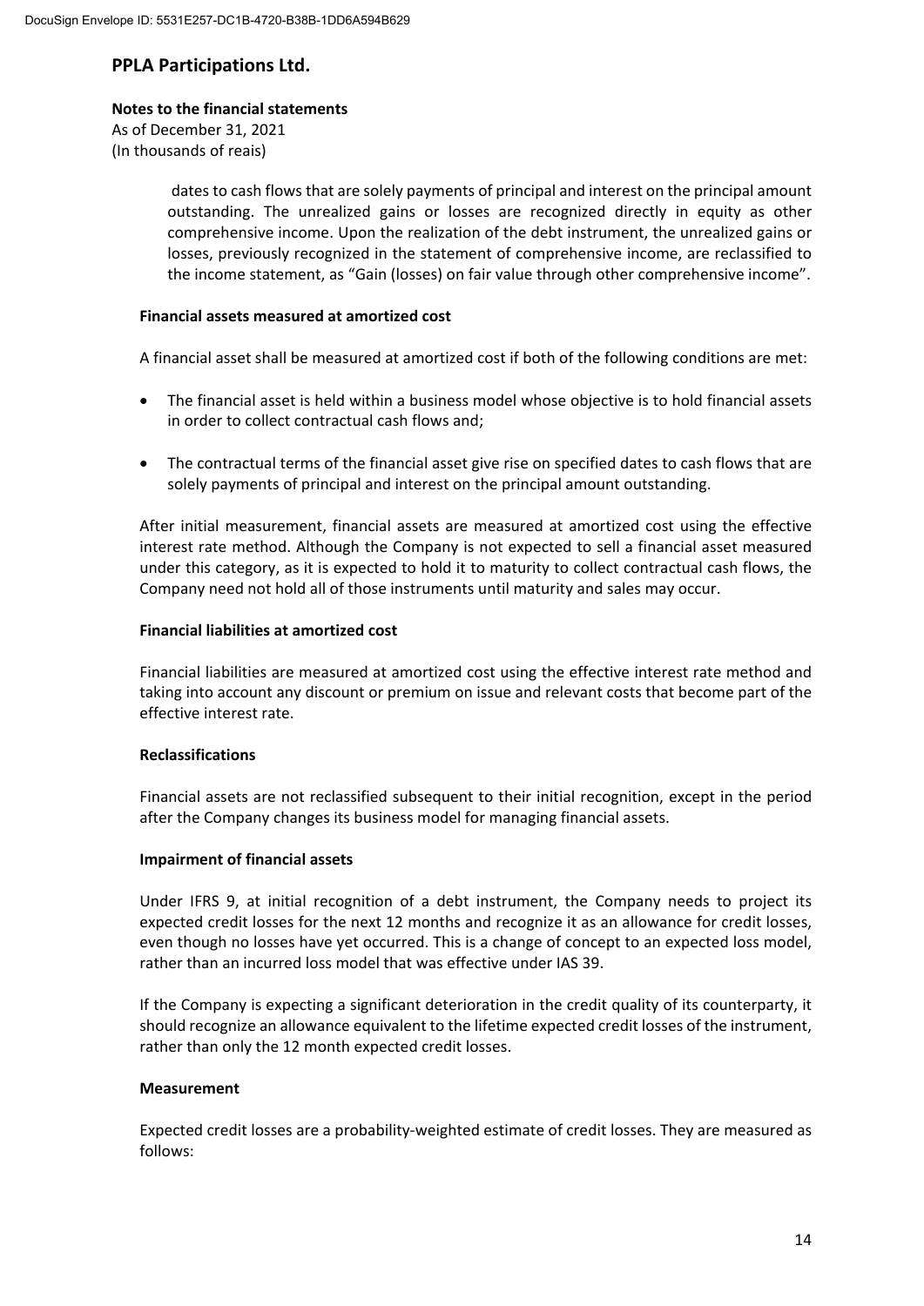dates to cash flows that are solely payments of principal and interest on the principal amount outstanding. The unrealized gains or losses are recognized directly in equity as other comprehensive income. Upon the realization of the debt instrument, the unrealized gains or losses, previously recognized in the statement of comprehensive income, are reclassified to the income statement, as "Gain (losses) on fair value through other comprehensive income".

**Financial assets measured at amortized cost**

A financial asset shall be measured at amortized cost if both of the following conditions are met:

- The financial asset is held within a business model whose objective is to hold financial assets in order to collect contractual cash flows and;
- The contractual terms of the financial asset give rise on specified dates to cash flows that are solely payments of principal and interest on the principal amount outstanding.

After initial measurement, financial assets are measured at amortized cost using the effective interest rate method. Although the Company is not expected to sell a financial asset measured under this category, as it is expected to hold it to maturity to collect contractual cash flows, the Company need not hold all of those instruments until maturity and sales may occur.

**Financial liabilities at amortized cost**

Financial liabilities are measured at amortized cost using the effective interest rate method and taking into account any discount or premium on issue and relevant costs that become part of the effective interest rate.

**Reclassifications**

Financial assets are not reclassified subsequent to their initial recognition, except in the period after the Company changes its business model for managing financial assets.

**Impairment of financial assets**

Under IFRS 9, at initial recognition of a debt instrument, the Company needs to project its expected credit losses for the next 12 months and recognize it as an allowance for credit losses, even though no losses have yet occurred. This is a change of concept to an expected loss model, rather than an incurred loss model that was effective under IAS 39.

If the Company is expecting a significant deterioration in the credit quality of its counterparty, it should recognize an allowance equivalent to the lifetime expected credit losses of the instrument, rather than only the 12 month expected credit losses.

**Measurement**

Expected credit losses are a probability-weighted estimate of credit losses. They are measured as follows: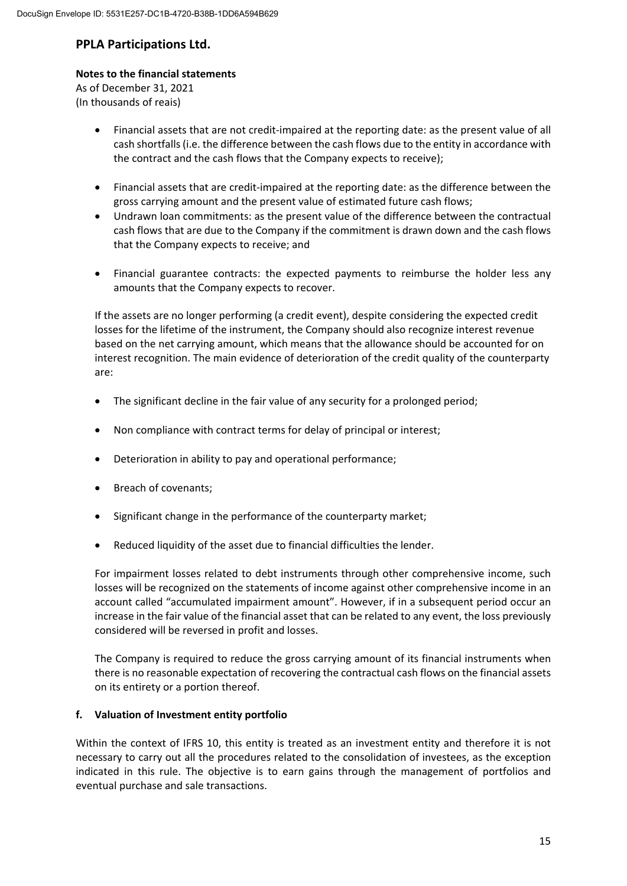- Financial assets that are not credit-impaired at the reporting date: as the present value of all cash shortfalls (i.e. the difference between the cash flows due to the entity in accordance with the contract and the cash flows that the Company expects to receive);

- Financial assets that are credit-impaired at the reporting date: as the difference between the gross carrying amount and the present value of estimated future cash flows;
- Undrawn loan commitments: as the present value of the difference between the contractual cash flows that are due to the Company if the commitment is drawn down and the cash flows that the Company expects to receive; and

- Financial guarantee contracts: the expected payments to reimburse the holder less any amounts that the Company expects to recover.

If the assets are no longer performing (a credit event), despite considering the expected credit losses for the lifetime of the instrument, the Company should also recognize interest revenue based on the net carrying amount, which means that the allowance should be accounted for on interest recognition. The main evidence of deterioration of the credit quality of the counterparty are:

- The significant decline in the fair value of any security for a prolonged period;

- Non compliance with contract terms for delay of principal or interest;

- Deterioration in ability to pay and operational performance;

- Breach of covenants;

- Significant change in the performance of the counterparty market;

- Reduced liquidity of the asset due to financial difficulties the lender.

For impairment losses related to debt instruments through other comprehensive income, such losses will be recognized on the statements of income against other comprehensive income in an account called "accumulated impairment amount". However, if in a subsequent period occur an increase in the fair value of the financial asset that can be related to any event, the loss previously considered will be reversed in profit and losses.

The Company is required to reduce the gross carrying amount of its financial instruments when there is no reasonable expectation of recovering the contractual cash flows on the financial assets on its entirety or a portion thereof.

**f. Valuation of Investment entity portfolio**

Within the context of IFRS 10, this entity is treated as an investment entity and therefore it is not necessary to carry out all the procedures related to the consolidation of investees, as the exception indicated in this rule. The objective is to earn gains through the management of portfolios and eventual purchase and sale transactions.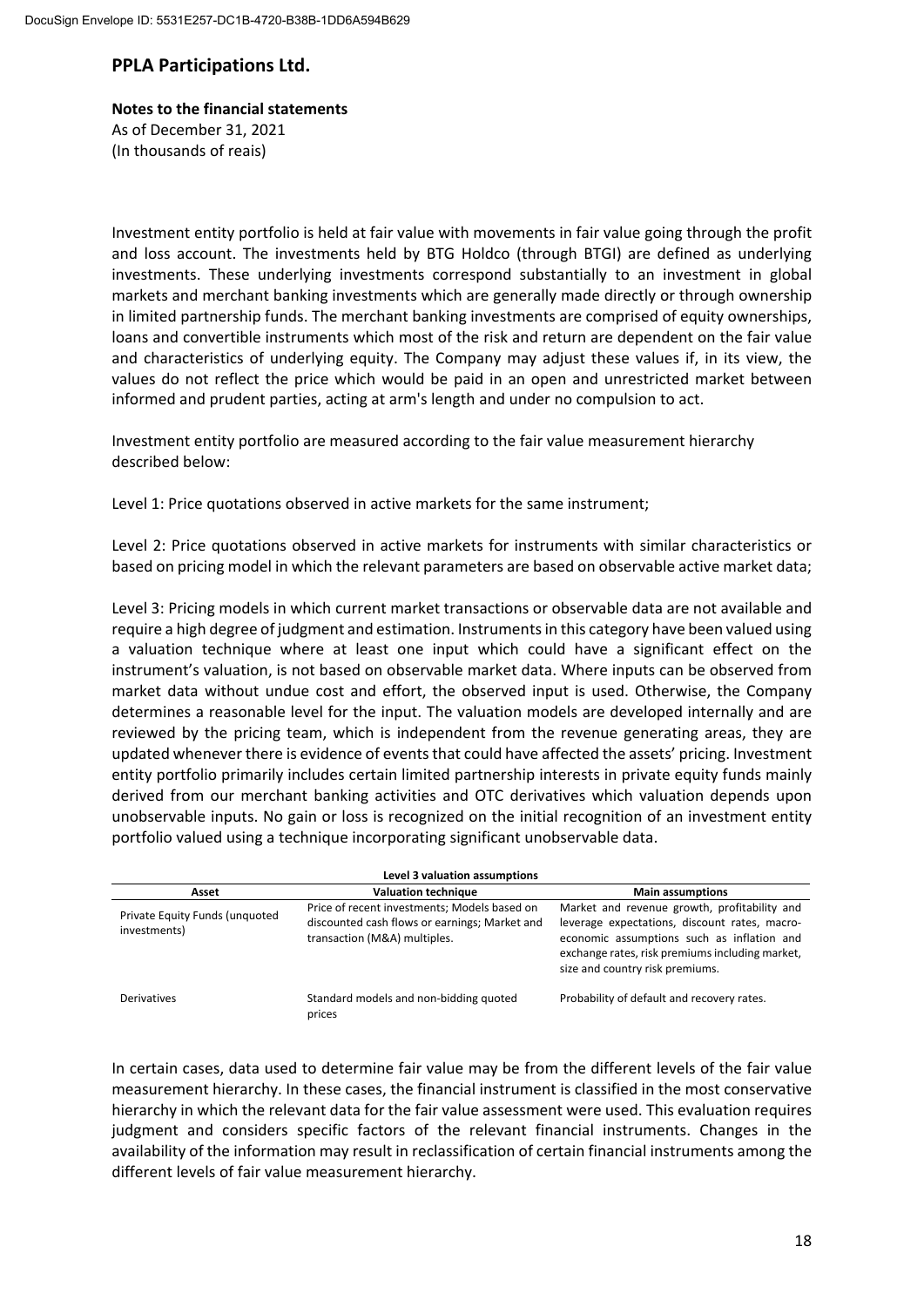Investment entity portfolio is held at fair value with movements in fair value going through the profit and loss account. The investments held by BTG Holdco (through BTGI) are defined as underlying investments. These underlying investments correspond substantially to an investment in global markets and merchant banking investments which are generally made directly or through ownership in limited partnership funds. The merchant banking investments are comprised of equity ownerships, loans and convertible instruments which most of the risk and return are dependent on the fair value and characteristics of underlying equity. The Company may adjust these values if, in its view, the values do not reflect the price which would be paid in an open and unrestricted market between informed and prudent parties, acting at arm's length and under no compulsion to act.

Investment entity portfolio are measured according to the fair value measurement hierarchy described below:

Level 1: Price quotations observed in active markets for the same instrument;

Level 2: Price quotations observed in active markets for instruments with similar characteristics or based on pricing model in which the relevant parameters are based on observable active market data;

Level 3: Pricing models in which current market transactions or observable data are not available and require a high degree of judgment and estimation. Instruments in this category have been valued using a valuation technique where at least one input which could have a significant effect on the instrument's valuation, is not based on observable market data. Where inputs can be observed from market data without undue cost and effort, the observed input is used. Otherwise, the Company determines a reasonable level for the input. The valuation models are developed internally and are reviewed by the pricing team, which is independent from the revenue generating areas, they are updated whenever there is evidence of events that could have affected the assets' pricing. Investment entity portfolio primarily includes certain limited partnership interests in private equity funds mainly derived from our merchant banking activities and OTC derivatives which valuation depends upon unobservable inputs. No gain or loss is recognized on the initial recognition of an investment entity portfolio valued using a technique incorporating significant unobservable data.

**Level 3 valuation assumptions**

| Asset | Valuation technique | Main assumptions |
|---|---|---|
| Private Equity Funds (unquoted investments) | Price of recent investments; Models based on discounted cash flows or earnings; Market and transaction (M&A) multiples. | Market and revenue growth, profitability and leverage expectations, discount rates, macro-economic assumptions such as inflation and exchange rates, risk premiums including market, size and country risk premiums. |
| Derivatives | Standard models and non-bidding quoted prices | Probability of default and recovery rates. |

In certain cases, data used to determine fair value may be from the different levels of the fair value measurement hierarchy. In these cases, the financial instrument is classified in the most conservative hierarchy in which the relevant data for the fair value assessment were used. This evaluation requires judgment and considers specific factors of the relevant financial instruments. Changes in the availability of the information may result in reclassification of certain financial instruments among the different levels of fair value measurement hierarchy.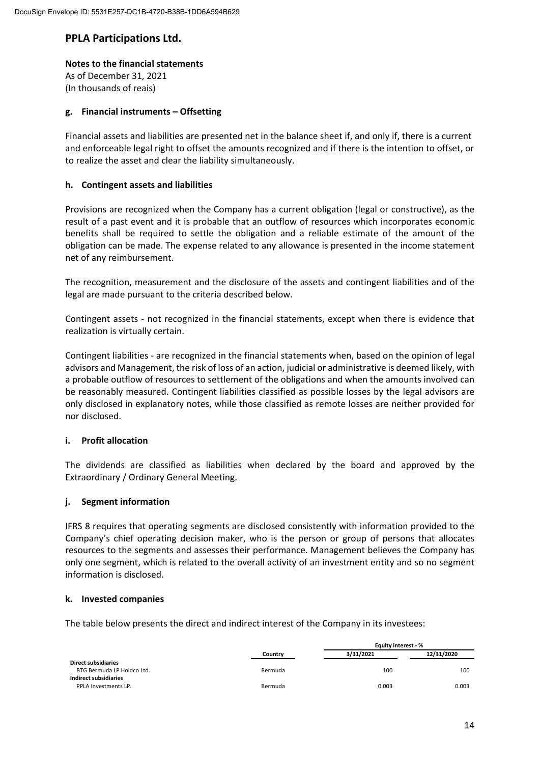# PPLA Participations Ltd.

**Notes to the financial statements**
As of December 31, 2021
(In thousands of reais)

## g. Financial instruments – Offsetting

Financial assets and liabilities are presented net in the balance sheet if, and only if, there is a current and enforceable legal right to offset the amounts recognized and if there is the intention to offset, or to realize the asset and clear the liability simultaneously.

## h. Contingent assets and liabilities

Provisions are recognized when the Company has a current obligation (legal or constructive), as the result of a past event and it is probable that an outflow of resources which incorporates economic benefits shall be required to settle the obligation and a reliable estimate of the amount of the obligation can be made. The expense related to any allowance is presented in the income statement net of any reimbursement.

The recognition, measurement and the disclosure of the assets and contingent liabilities and of the legal are made pursuant to the criteria described below.

Contingent assets - not recognized in the financial statements, except when there is evidence that realization is virtually certain.

Contingent liabilities - are recognized in the financial statements when, based on the opinion of legal advisors and Management, the risk of loss of an action, judicial or administrative is deemed likely, with a probable outflow of resources to settlement of the obligations and when the amounts involved can be reasonably measured. Contingent liabilities classified as possible losses by the legal advisors are only disclosed in explanatory notes, while those classified as remote losses are neither provided for nor disclosed.

## i. Profit allocation

The dividends are classified as liabilities when declared by the board and approved by the Extraordinary / Ordinary General Meeting.

## j. Segment information

IFRS 8 requires that operating segments are disclosed consistently with information provided to the Company's chief operating decision maker, who is the person or group of persons that allocates resources to the segments and assesses their performance. Management believes the Company has only one segment, which is related to the overall activity of an investment entity and so no segment information is disclosed.

## k. Invested companies

The table below presents the direct and indirect interest of the Company in its investees:

| | Country | Equity interest - % 3/31/2021 | Equity interest - % 12/31/2020 |
|---|---|---|---|
| **Direct subsidiaries** | | | |
| BTG Bermuda LP Holdco Ltd. | Bermuda | 100 | 100 |
| **Indirect subsidiaries** | | | |
| PPLA Investments LP. | Bermuda | 0.003 | 0.003 |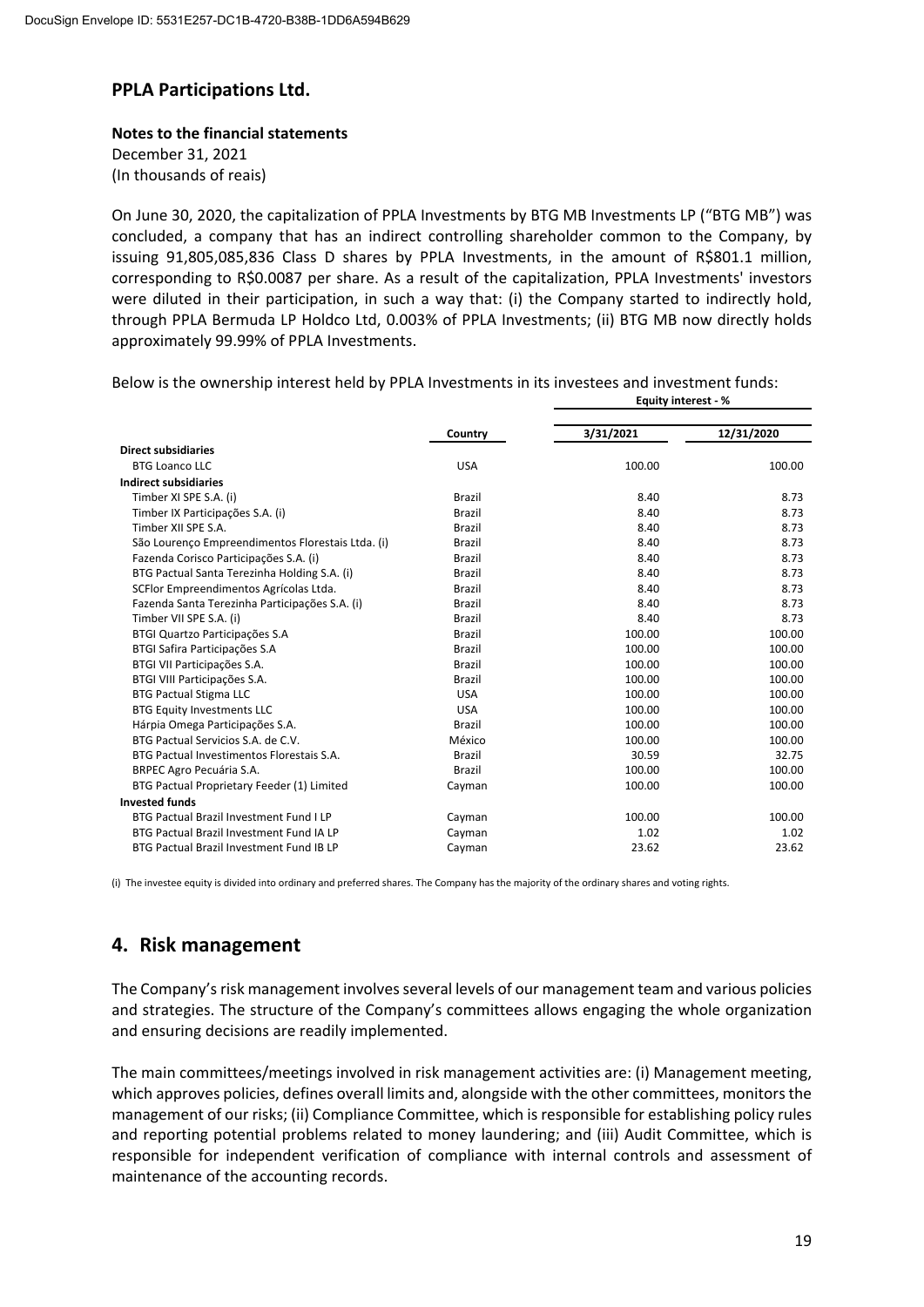## PPLA Participations Ltd.

**Notes to the financial statements**
December 31, 2021
(In thousands of reais)

On June 30, 2020, the capitalization of PPLA Investments by BTG MB Investments LP ("BTG MB") was concluded, a company that has an indirect controlling shareholder common to the Company, by issuing 91,805,085,836 Class D shares by PPLA Investments, in the amount of R$801.1 million, corresponding to R$0.0087 per share. As a result of the capitalization, PPLA Investments' investors were diluted in their participation, in such a way that: (i) the Company started to indirectly hold, through PPLA Bermuda LP Holdco Ltd, 0.003% of PPLA Investments; (ii) BTG MB now directly holds approximately 99.99% of PPLA Investments.

Below is the ownership interest held by PPLA Investments in its investees and investment funds:

| | | Equity interest - % | |
|---|---|---|---|
| | Country | 3/31/2021 | 12/31/2020 |
| **Direct subsidiaries** | | | |
| BTG Loanco LLC | USA | 100.00 | 100.00 |
| **Indirect subsidiaries** | | | |
| Timber XI SPE S.A. (i) | Brazil | 8.40 | 8.73 |
| Timber IX Participações S.A. (i) | Brazil | 8.40 | 8.73 |
| Timber XII SPE S.A. | Brazil | 8.40 | 8.73 |
| São Lourenço Empreendimentos Florestais Ltda. (i) | Brazil | 8.40 | 8.73 |
| Fazenda Corisco Participações S.A. (i) | Brazil | 8.40 | 8.73 |
| BTG Pactual Santa Terezinha Holding S.A. (i) | Brazil | 8.40 | 8.73 |
| SCFlor Empreendimentos Agrícolas Ltda. | Brazil | 8.40 | 8.73 |
| Fazenda Santa Terezinha Participações S.A. (i) | Brazil | 8.40 | 8.73 |
| Timber VII SPE S.A. (i) | Brazil | 8.40 | 8.73 |
| BTGI Quartzo Participações S.A | Brazil | 100.00 | 100.00 |
| BTGI Safira Participações S.A | Brazil | 100.00 | 100.00 |
| BTGI VII Participações S.A. | Brazil | 100.00 | 100.00 |
| BTGI VIII Participações S.A. | Brazil | 100.00 | 100.00 |
| BTG Pactual Stigma LLC | USA | 100.00 | 100.00 |
| BTG Equity Investments LLC | USA | 100.00 | 100.00 |
| Hárpia Omega Participações S.A. | Brazil | 100.00 | 100.00 |
| BTG Pactual Servicios S.A. de C.V. | México | 100.00 | 100.00 |
| BTG Pactual Investimentos Florestais S.A. | Brazil | 30.59 | 32.75 |
| BRPEC Agro Pecuária S.A. | Brazil | 100.00 | 100.00 |
| BTG Pactual Proprietary Feeder (1) Limited | Cayman | 100.00 | 100.00 |
| **Invested funds** | | | |
| BTG Pactual Brazil Investment Fund I LP | Cayman | 100.00 | 100.00 |
| BTG Pactual Brazil Investment Fund IA LP | Cayman | 1.02 | 1.02 |
| BTG Pactual Brazil Investment Fund IB LP | Cayman | 23.62 | 23.62 |

(i) The investee equity is divided into ordinary and preferred shares. The Company has the majority of the ordinary shares and voting rights.

## 4. Risk management

The Company's risk management involves several levels of our management team and various policies and strategies. The structure of the Company's committees allows engaging the whole organization and ensuring decisions are readily implemented.

The main committees/meetings involved in risk management activities are: (i) Management meeting, which approves policies, defines overall limits and, alongside with the other committees, monitors the management of our risks; (ii) Compliance Committee, which is responsible for establishing policy rules and reporting potential problems related to money laundering; and (iii) Audit Committee, which is responsible for independent verification of compliance with internal controls and assessment of maintenance of the accounting records.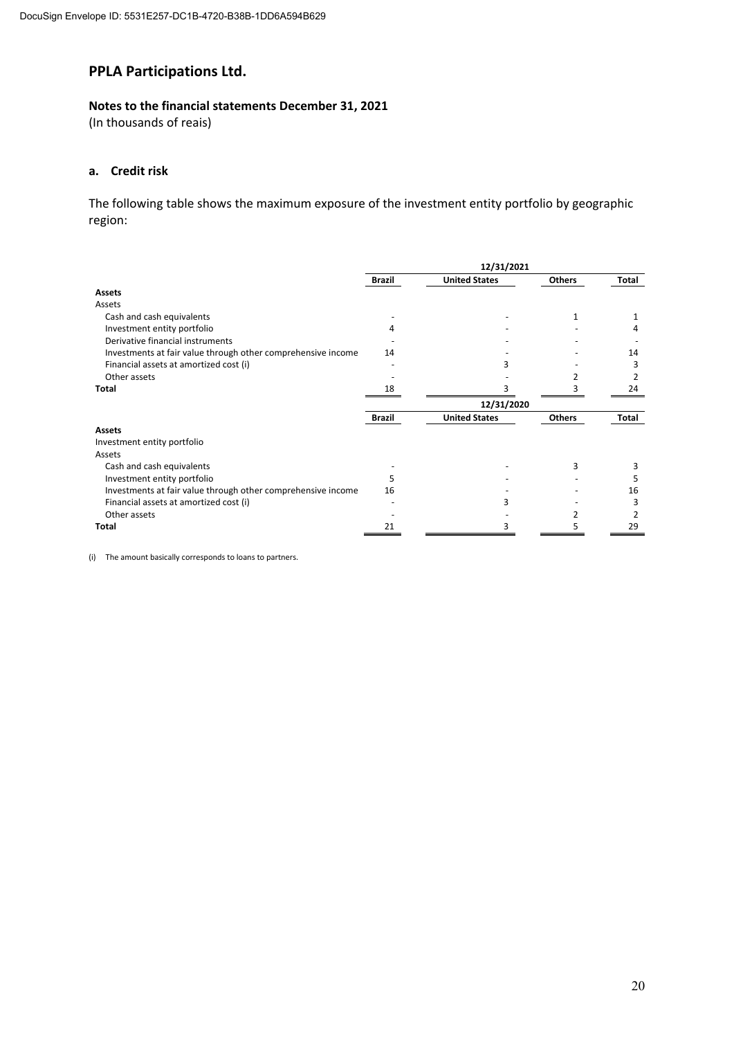# PPLA Participations Ltd.

**Notes to the financial statements December 31, 2021**
(In thousands of reais)

## a. Credit risk

The following table shows the maximum exposure of the investment entity portfolio by geographic region:

| | 12/31/2021 | | | |
|---|---|---|---|---|
| | **Brazil** | **United States** | **Others** | **Total** |
| **Assets** | | | | |
| Assets | | | | |
| Cash and cash equivalents | - | - | 1 | 1 |
| Investment entity portfolio | 4 | - | - | 4 |
| Derivative financial instruments | - | - | - | - |
| Investments at fair value through other comprehensive income | 14 | - | - | 14 |
| Financial assets at amortized cost (i) | - | 3 | - | 3 |
| Other assets | - | - | 2 | 2 |
| **Total** | 18 | 3 | 3 | 24 |

| | 12/31/2020 | | | |
|---|---|---|---|---|
| | **Brazil** | **United States** | **Others** | **Total** |
| **Assets** | | | | |
| Investment entity portfolio | | | | |
| Assets | | | | |
| Cash and cash equivalents | - | - | 3 | 3 |
| Investment entity portfolio | 5 | - | - | 5 |
| Investments at fair value through other comprehensive income | 16 | - | - | 16 |
| Financial assets at amortized cost (i) | - | 3 | - | 3 |
| Other assets | - | - | 2 | 2 |
| **Total** | 21 | 3 | 5 | 29 |

(i) The amount basically corresponds to loans to partners.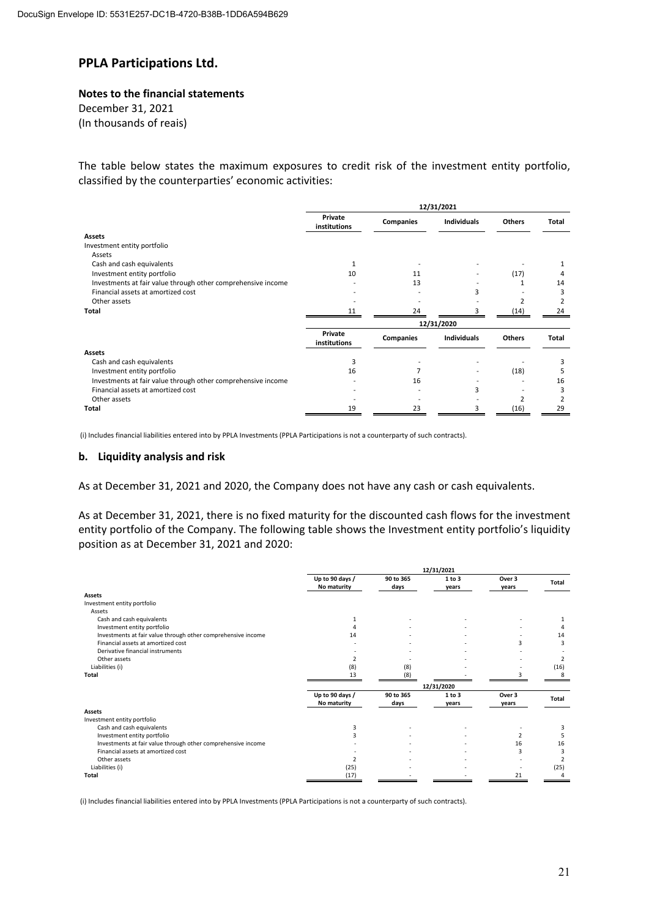## PPLA Participations Ltd.

**Notes to the financial statements**
December 31, 2021
(In thousands of reais)

The table below states the maximum exposures to credit risk of the investment entity portfolio, classified by the counterparties' economic activities:

| | 12/31/2021 | | | | |
|---|---|---|---|---|---|
| | Private institutions | Companies | Individuals | Others | Total |
| **Assets** | | | | | |
| Investment entity portfolio | | | | | |
| Assets | | | | | |
| Cash and cash equivalents | 1 | - | - | - | 1 |
| Investment entity portfolio | 10 | 11 | - | (17) | 4 |
| Investments at fair value through other comprehensive income | - | 13 | - | 1 | 14 |
| Financial assets at amortized cost | - | - | 3 | - | 3 |
| Other assets | - | - | - | 2 | 2 |
| **Total** | 11 | 24 | 3 | (14) | 24 |
| | 12/31/2020 | | | | |
| | Private institutions | Companies | Individuals | Others | Total |
| **Assets** | | | | | |
| Cash and cash equivalents | 3 | - | - | - | 3 |
| Investment entity portfolio | 16 | 7 | - | (18) | 5 |
| Investments at fair value through other comprehensive income | - | 16 | - | - | 16 |
| Financial assets at amortized cost | - | - | 3 | - | 3 |
| Other assets | - | - | - | 2 | 2 |
| **Total** | 19 | 23 | 3 | (16) | 29 |

(i) Includes financial liabilities entered into by PPLA Investments (PPLA Participations is not a counterparty of such contracts).

### b. Liquidity analysis and risk

As at December 31, 2021 and 2020, the Company does not have any cash or cash equivalents.

As at December 31, 2021, there is no fixed maturity for the discounted cash flows for the investment entity portfolio of the Company. The following table shows the Investment entity portfolio's liquidity position as at December 31, 2021 and 2020:

| | 12/31/2021 | | | | |
|---|---|---|---|---|---|
| | Up to 90 days / No maturity | 90 to 365 days | 1 to 3 years | Over 3 years | Total |
| **Assets** | | | | | |
| Investment entity portfolio | | | | | |
| Assets | | | | | |
| Cash and cash equivalents | 1 | - | - | - | 1 |
| Investment entity portfolio | 4 | - | - | - | 4 |
| Investments at fair value through other comprehensive income | 14 | - | - | - | 14 |
| Financial assets at amortized cost | - | - | - | 3 | 3 |
| Derivative financial instruments | - | - | - | - | - |
| Other assets | 2 | - | - | - | 2 |
| Liabilities (i) | (8) | (8) | - | - | (16) |
| **Total** | 13 | (8) | - | 3 | 8 |
| | 12/31/2020 | | | | |
| | Up to 90 days / No maturity | 90 to 365 days | 1 to 3 years | Over 3 years | Total |
| **Assets** | | | | | |
| Investment entity portfolio | | | | | |
| Cash and cash equivalents | 3 | - | - | - | 3 |
| Investment entity portfolio | 3 | - | - | 2 | 5 |
| Investments at fair value through other comprehensive income | - | - | - | 16 | 16 |
| Financial assets at amortized cost | - | - | - | 3 | 3 |
| Other assets | 2 | - | - | - | 2 |
| Liabilities (i) | (25) | - | - | - | (25) |
| **Total** | (17) | - | - | 21 | 4 |

(i) Includes financial liabilities entered into by PPLA Investments (PPLA Participations is not a counterparty of such contracts).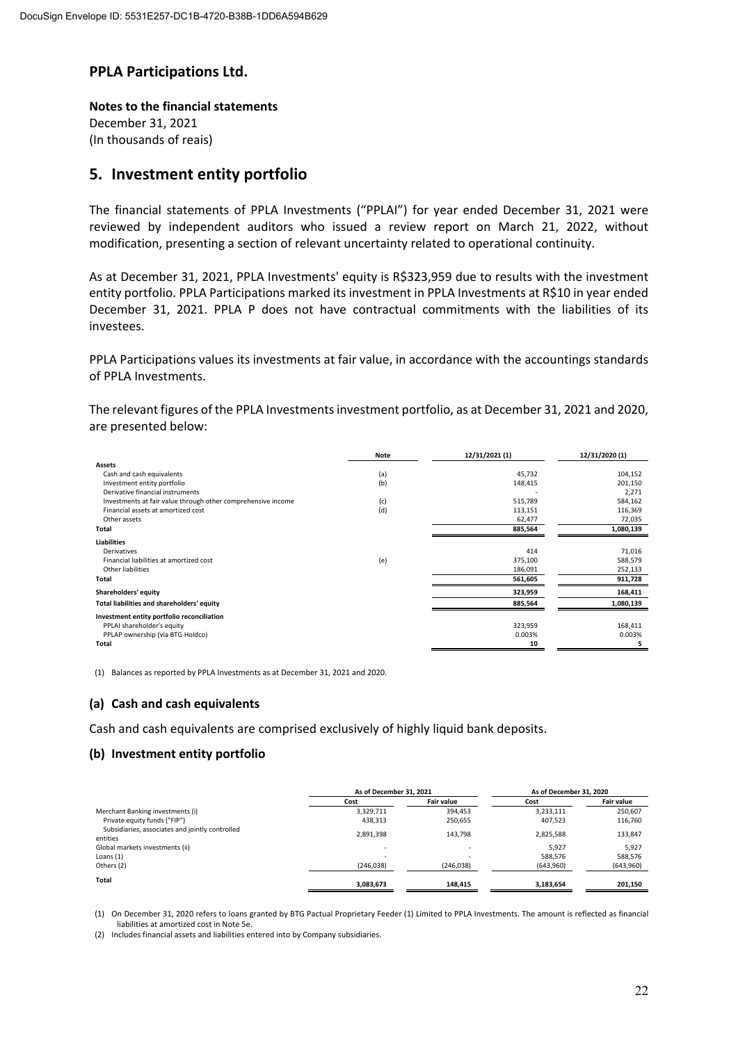DocuSign Envelope ID: 5531E257-DC1B-4720-B38B-1DD6A594B629

# PPLA Participations Ltd.

**Notes to the financial statements**
December 31, 2021
(In thousands of reais)

## 5. Investment entity portfolio

The financial statements of PPLA Investments ("PPLAI") for year ended December 31, 2021 were reviewed by independent auditors who issued a review report on March 21, 2022, without modification, presenting a section of relevant uncertainty related to operational continuity.

As at December 31, 2021, PPLA Investments' equity is R$323,959 due to results with the investment entity portfolio. PPLA Participations marked its investment in PPLA Investments at R$10 in year ended December 31, 2021. PPLA P does not have contractual commitments with the liabilities of its investees.

PPLA Participations values its investments at fair value, in accordance with the accountings standards of PPLA Investments.

The relevant figures of the PPLA Investments investment portfolio, as at December 31, 2021 and 2020, are presented below:

| | Note | 12/31/2021 (1) | 12/31/2020 (1) |
|---|---|---|---|
| **Assets** | | | |
| Cash and cash equivalents | (a) | 45,732 | 104,152 |
| Investment entity portfolio | (b) | 148,415 | 201,150 |
| Derivative financial instruments | | - | 2,271 |
| Investments at fair value through other comprehensive income | (c) | 515,789 | 584,162 |
| Financial assets at amortized cost | (d) | 113,151 | 116,369 |
| Other assets | | 62,477 | 72,035 |
| **Total** | | **885,564** | **1,080,139** |
| **Liabilities** | | | |
| Derivatives | | 414 | 71,016 |
| Financial liabilities at amortized cost | (e) | 375,100 | 588,579 |
| Other liabilities | | 186,091 | 252,133 |
| **Total** | | **561,605** | **911,728** |
| **Shareholders' equity** | | **323,959** | **168,411** |
| **Total liabilities and shareholders' equity** | | **885,564** | **1,080,139** |
| **Investment entity portfolio reconciliation** | | | |
| PPLAI shareholder's equity | | 323,959 | 168,411 |
| PPLAP ownership (via BTG Holdco) | | 0.003% | 0.003% |
| **Total** | | **10** | **5** |

(1) Balances as reported by PPLA Investments as at December 31, 2021 and 2020.

### (a) Cash and cash equivalents

Cash and cash equivalents are comprised exclusively of highly liquid bank deposits.

### (b) Investment entity portfolio

| | As of December 31, 2021 | | As of December 31, 2020 | |
|---|---|---|---|---|
| | Cost | Fair value | Cost | Fair value |
| Merchant Banking investments (i) | 3,329,711 | 394,453 | 3,233,111 | 250,607 |
| Private equity funds ("FIP") | 438,313 | 250,655 | 407,523 | 116,760 |
| Subsidiaries, associates and jointly controlled entities | 2,891,398 | 143,798 | 2,825,588 | 133,847 |
| Global markets investments (ii) | - | - | 5,927 | 5,927 |
| Loans (1) | - | - | 588,576 | 588,576 |
| Others (2) | (246,038) | (246,038) | (643,960) | (643,960) |
| **Total** | **3,083,673** | **148,415** | **3,183,654** | **201,150** |

(1) On December 31, 2020 refers to loans granted by BTG Pactual Proprietary Feeder (1) Limited to PPLA Investments. The amount is reflected as financial liabilities at amortized cost in Note 5e.

(2) Includes financial assets and liabilities entered into by Company subsidiaries.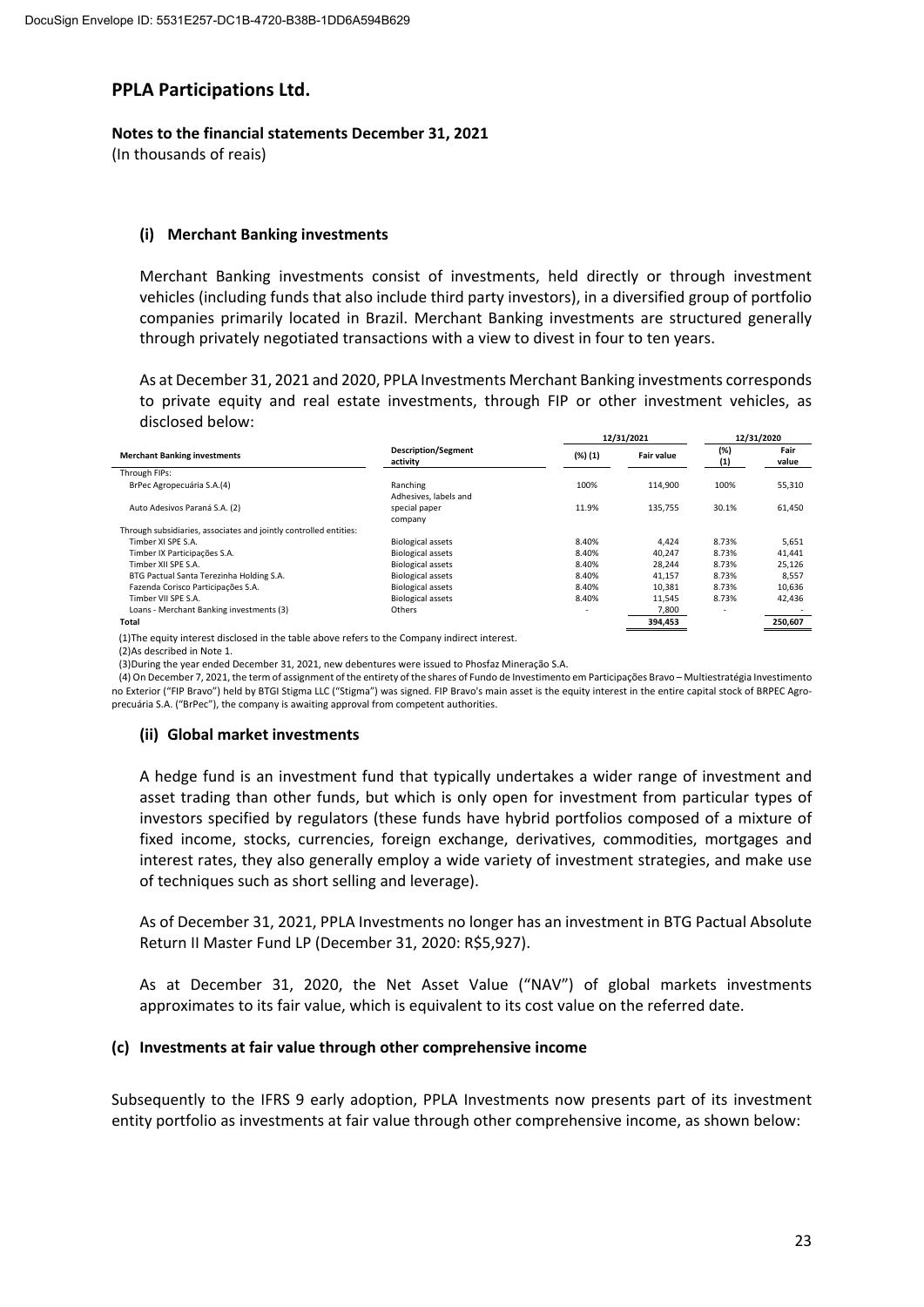## PPLA Participations Ltd.

**Notes to the financial statements December 31, 2021**
(In thousands of reais)

#### (i) Merchant Banking investments

Merchant Banking investments consist of investments, held directly or through investment vehicles (including funds that also include third party investors), in a diversified group of portfolio companies primarily located in Brazil. Merchant Banking investments are structured generally through privately negotiated transactions with a view to divest in four to ten years.

As at December 31, 2021 and 2020, PPLA Investments Merchant Banking investments corresponds to private equity and real estate investments, through FIP or other investment vehicles, as disclosed below:

| Merchant Banking investments | Description/Segment activity | 12/31/2021 | | 12/31/2020 | |
|---|---|---|---|---|---|
| | | (%) (1) | Fair value | (%) (1) | Fair value |
| Through FIPs: | | | | | |
| BrPec Agropecuária S.A.(4) | Ranching | 100% | 114,900 | 100% | 55,310 |
| Auto Adesivos Paraná S.A. (2) | Adhesives, labels and special paper company | 11.9% | 135,755 | 30.1% | 61,450 |
| Through subsidiaries, associates and jointly controlled entities: | | | | | |
| Timber XI SPE S.A. | Biological assets | 8.40% | 4,424 | 8.73% | 5,651 |
| Timber IX Participações S.A. | Biological assets | 8.40% | 40,247 | 8.73% | 41,441 |
| Timber XII SPE S.A. | Biological assets | 8.40% | 28,244 | 8.73% | 25,126 |
| BTG Pactual Santa Terezinha Holding S.A. | Biological assets | 8.40% | 41,157 | 8.73% | 8,557 |
| Fazenda Corisco Participações S.A. | Biological assets | 8.40% | 10,381 | 8.73% | 10,636 |
| Timber VII SPE S.A. | Biological assets | 8.40% | 11,545 | 8.73% | 42,436 |
| Loans - Merchant Banking investments (3) | Others | - | 7,800 | - | - |
| **Total** | | | **394,453** | | **250,607** |

(1)The equity interest disclosed in the table above refers to the Company indirect interest.

(2)As described in Note 1.

(3)During the year ended December 31, 2021, new debentures were issued to Phosfaz Mineração S.A.

(4) On December 7, 2021, the term of assignment of the entirety of the shares of Fundo de Investimento em Participações Bravo – Multiestratégia Investimento no Exterior ("FIP Bravo") held by BTGI Stigma LLC ("Stigma") was signed. FIP Bravo's main asset is the equity interest in the entire capital stock of BRPEC Agro-precuária S.A. ("BrPec"), the company is awaiting approval from competent authorities.

#### (ii) Global market investments

A hedge fund is an investment fund that typically undertakes a wider range of investment and asset trading than other funds, but which is only open for investment from particular types of investors specified by regulators (these funds have hybrid portfolios composed of a mixture of fixed income, stocks, currencies, foreign exchange, derivatives, commodities, mortgages and interest rates, they also generally employ a wide variety of investment strategies, and make use of techniques such as short selling and leverage).

As of December 31, 2021, PPLA Investments no longer has an investment in BTG Pactual Absolute Return II Master Fund LP (December 31, 2020: R$5,927).

As at December 31, 2020, the Net Asset Value ("NAV") of global markets investments approximates to its fair value, which is equivalent to its cost value on the referred date.

### (c) Investments at fair value through other comprehensive income

Subsequently to the IFRS 9 early adoption, PPLA Investments now presents part of its investment entity portfolio as investments at fair value through other comprehensive income, as shown below: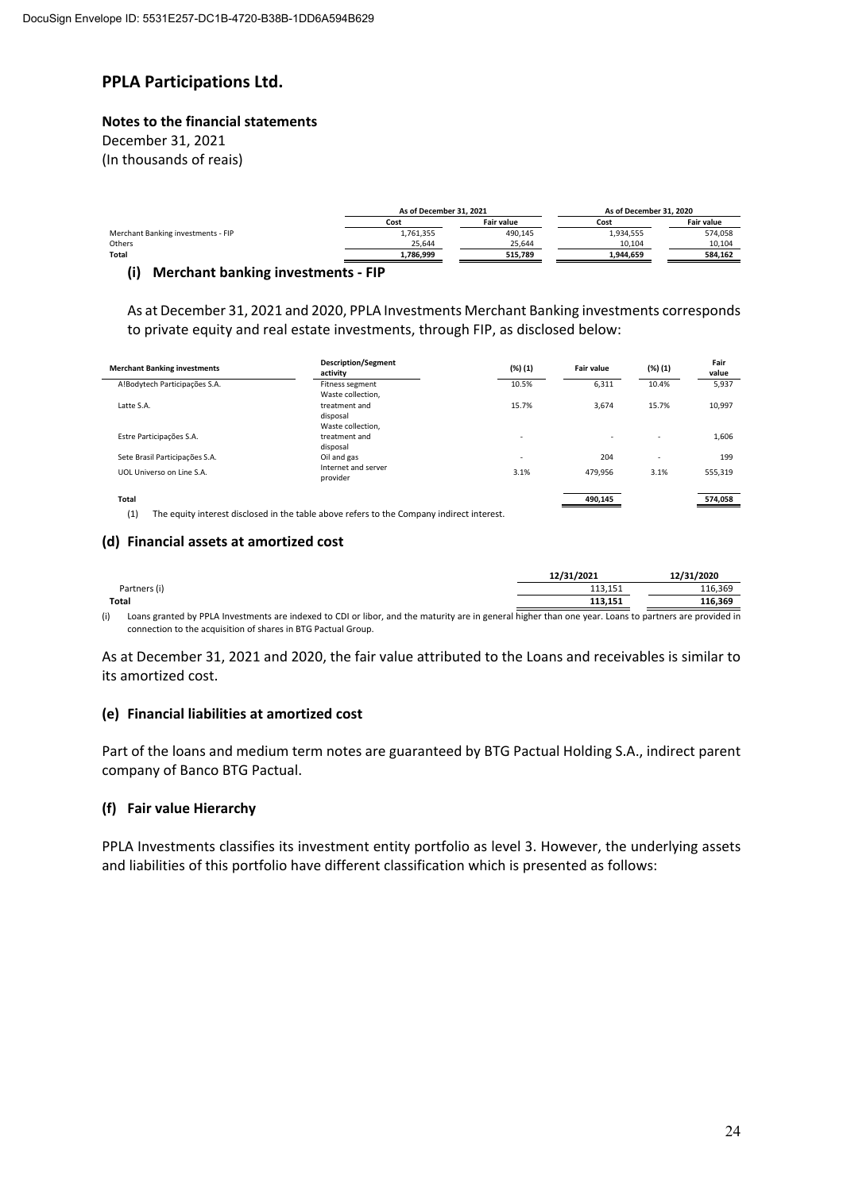# PPLA Participations Ltd.

**Notes to the financial statements**

December 31, 2021

(In thousands of reais)

| | As of December 31, 2021 | | As of December 31, 2020 | |
|---|---|---|---|---|
| | Cost | Fair value | Cost | Fair value |
| Merchant Banking investments - FIP | 1,761,355 | 490,145 | 1,934,555 | 574,058 |
| Others | 25,644 | 25,644 | 10,104 | 10,104 |
| **Total** | **1,786,999** | **515,789** | **1,944,659** | **584,162** |

### (i) Merchant banking investments - FIP

As at December 31, 2021 and 2020, PPLA Investments Merchant Banking investments corresponds to private equity and real estate investments, through FIP, as disclosed below:

| Merchant Banking investments | Description/Segment activity | (%) (1) | Fair value | (%) (1) | Fair value |
|---|---|---|---|---|---|
| A!Bodytech Participações S.A. | Fitness segment | 10.5% | 6,311 | 10.4% | 5,937 |
| Latte S.A. | Waste collection, treatment and disposal | 15.7% | 3,674 | 15.7% | 10,997 |
| Estre Participações S.A. | Waste collection, treatment and disposal | - | - | - | 1,606 |
| Sete Brasil Participações S.A. | Oil and gas | - | 204 | - | 199 |
| UOL Universo on Line S.A. | Internet and server provider | 3.1% | 479,956 | 3.1% | 555,319 |
| **Total** | | | 490,145 | | 574,058 |

(1) The equity interest disclosed in the table above refers to the Company indirect interest.

### (d) Financial assets at amortized cost

| | 12/31/2021 | 12/31/2020 |
|---|---|---|
| Partners (i) | 113,151 | 116,369 |
| **Total** | **113,151** | **116,369** |

(i) Loans granted by PPLA Investments are indexed to CDI or libor, and the maturity are in general higher than one year. Loans to partners are provided in connection to the acquisition of shares in BTG Pactual Group.

As at December 31, 2021 and 2020, the fair value attributed to the Loans and receivables is similar to its amortized cost.

### (e) Financial liabilities at amortized cost

Part of the loans and medium term notes are guaranteed by BTG Pactual Holding S.A., indirect parent company of Banco BTG Pactual.

### (f) Fair value Hierarchy

PPLA Investments classifies its investment entity portfolio as level 3. However, the underlying assets and liabilities of this portfolio have different classification which is presented as follows: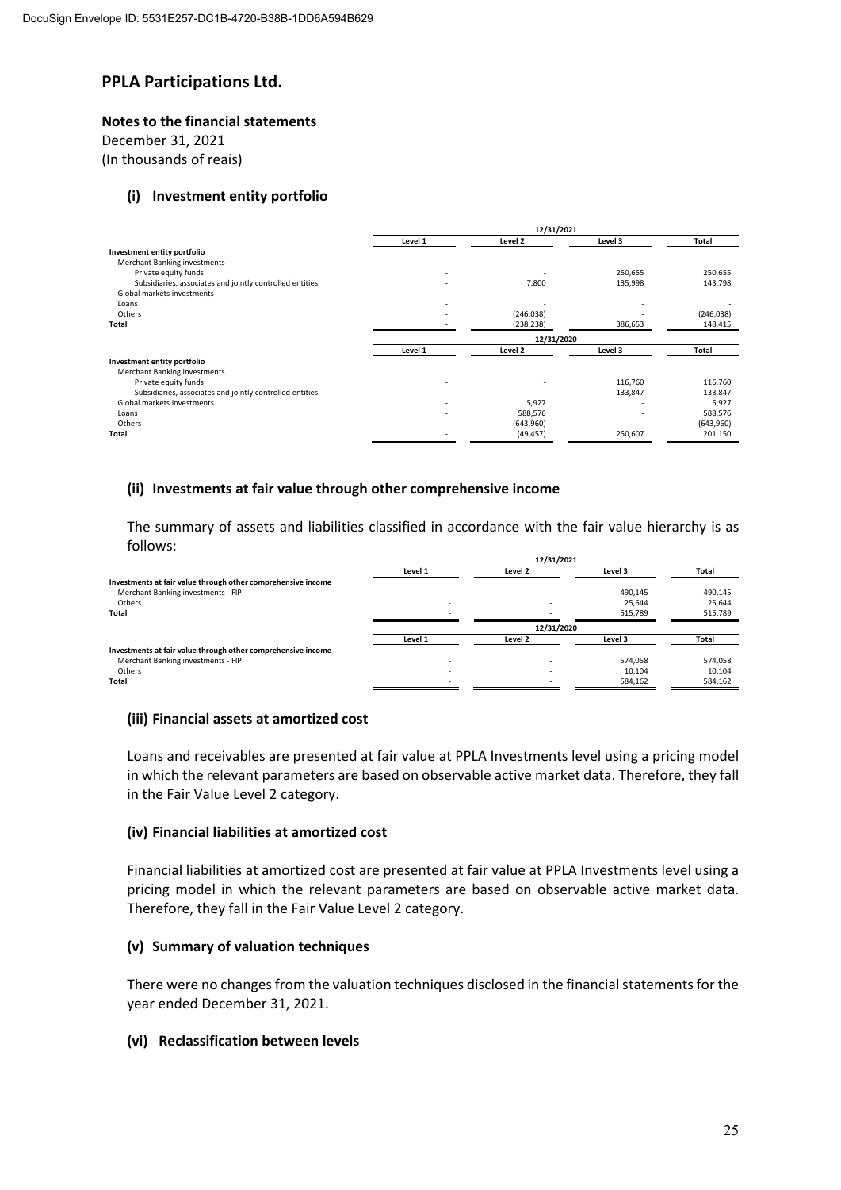## PPLA Participations Ltd.

**Notes to the financial statements**
December 31, 2021
(In thousands of reais)

### (i) Investment entity portfolio

| | 12/31/2021 | | | |
|---|---|---|---|---|
| | Level 1 | Level 2 | Level 3 | Total |
| **Investment entity portfolio** | | | | |
| Merchant Banking investments | | | | |
| Private equity funds | - | - | 250,655 | 250,655 |
| Subsidiaries, associates and jointly controlled entities | - | 7,800 | 135,998 | 143,798 |
| Global markets investments | - | - | - | - |
| Loans | - | - | - | - |
| Others | - | (246,038) | - | (246,038) |
| **Total** | - | (238,238) | 386,653 | 148,415 |

| | 12/31/2020 | | | |
|---|---|---|---|---|
| | Level 1 | Level 2 | Level 3 | Total |
| **Investment entity portfolio** | | | | |
| Merchant Banking investments | | | | |
| Private equity funds | - | - | 116,760 | 116,760 |
| Subsidiaries, associates and jointly controlled entities | - | - | 133,847 | 133,847 |
| Global markets investments | - | 5,927 | - | 5,927 |
| Loans | - | 588,576 | - | 588,576 |
| Others | - | (643,960) | - | (643,960) |
| **Total** | - | (49,457) | 250,607 | 201,150 |

### (ii) Investments at fair value through other comprehensive income

The summary of assets and liabilities classified in accordance with the fair value hierarchy is as follows:

| | 12/31/2021 | | | |
|---|---|---|---|---|
| | Level 1 | Level 2 | Level 3 | Total |
| **Investments at fair value through other comprehensive income** | | | | |
| Merchant Banking investments - FIP | - | - | 490,145 | 490,145 |
| Others | - | - | 25,644 | 25,644 |
| **Total** | - | - | 515,789 | 515,789 |

| | 12/31/2020 | | | |
|---|---|---|---|---|
| | Level 1 | Level 2 | Level 3 | Total |
| **Investments at fair value through other comprehensive income** | | | | |
| Merchant Banking investments - FIP | - | - | 574,058 | 574,058 |
| Others | - | - | 10,104 | 10,104 |
| **Total** | - | - | 584,162 | 584,162 |

### (iii) Financial assets at amortized cost

Loans and receivables are presented at fair value at PPLA Investments level using a pricing model in which the relevant parameters are based on observable active market data. Therefore, they fall in the Fair Value Level 2 category.

### (iv) Financial liabilities at amortized cost

Financial liabilities at amortized cost are presented at fair value at PPLA Investments level using a pricing model in which the relevant parameters are based on observable active market data. Therefore, they fall in the Fair Value Level 2 category.

### (v) Summary of valuation techniques

There were no changes from the valuation techniques disclosed in the financial statements for the year ended December 31, 2021.

### (vi) Reclassification between levels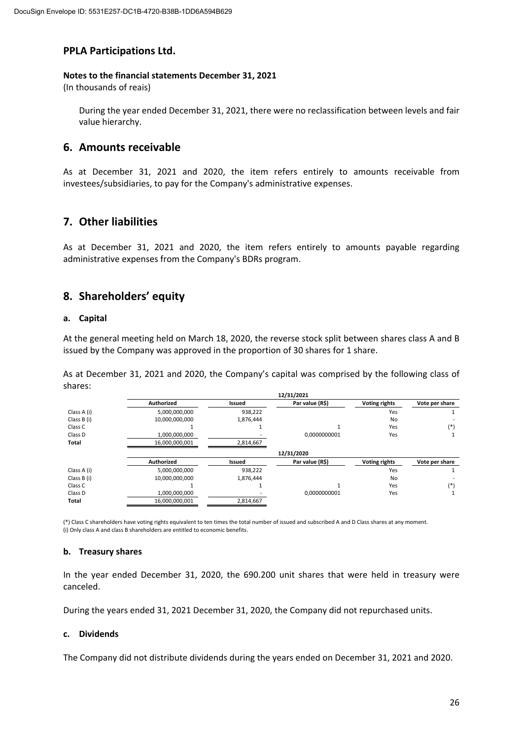**PPLA Participations Ltd.**

**Notes to the financial statements December 31, 2021**

(In thousands of reais)

During the year ended December 31, 2021, there were no reclassification between levels and fair value hierarchy.

## 6. Amounts receivable

As at December 31, 2021 and 2020, the item refers entirely to amounts receivable from investees/subsidiaries, to pay for the Company's administrative expenses.

## 7. Other liabilities

As at December 31, 2021 and 2020, the item refers entirely to amounts payable regarding administrative expenses from the Company's BDRs program.

## 8. Shareholders' equity

### a. Capital

At the general meeting held on March 18, 2020, the reverse stock split between shares class A and B issued by the Company was approved in the proportion of 30 shares for 1 share.

As at December 31, 2021 and 2020, the Company's capital was comprised by the following class of shares:

| | 12/31/2021 | | | | |
|---|---|---|---|---|---|
| | **Authorized** | **Issued** | **Par value (R$)** | **Voting rights** | **Vote per share** |
| Class A (i) | 5,000,000,000 | 938,222 | | Yes | 1 |
| Class B (i) | 10,000,000,000 | 1,876,444 | | No | - |
| Class C | 1 | 1 | 1 | Yes | (*) |
| Class D | 1,000,000,000 | - | 0,0000000001 | Yes | 1 |
| **Total** | 16,000,000,001 | 2,814,667 | | | |

| | 12/31/2020 | | | | |
|---|---|---|---|---|---|
| | **Authorized** | **Issued** | **Par value (R$)** | **Voting rights** | **Vote per share** |
| Class A (i) | 5,000,000,000 | 938,222 | | Yes | 1 |
| Class B (i) | 10,000,000,000 | 1,876,444 | | No | - |
| Class C | 1 | 1 | 1 | Yes | (*) |
| Class D | 1,000,000,000 | - | 0,0000000001 | Yes | 1 |
| **Total** | 16,000,000,001 | 2,814,667 | | | |

(*) Class C shareholders have voting rights equivalent to ten times the total number of issued and subscribed A and D Class shares at any moment.
(i) Only class A and class B shareholders are entitled to economic benefits.

### b. Treasury shares

In the year ended December 31, 2020, the 690.200 unit shares that were held in treasury were canceled.

During the years ended 31, 2021 December 31, 2020, the Company did not repurchased units.

### c. Dividends

The Company did not distribute dividends during the years ended on December 31, 2021 and 2020.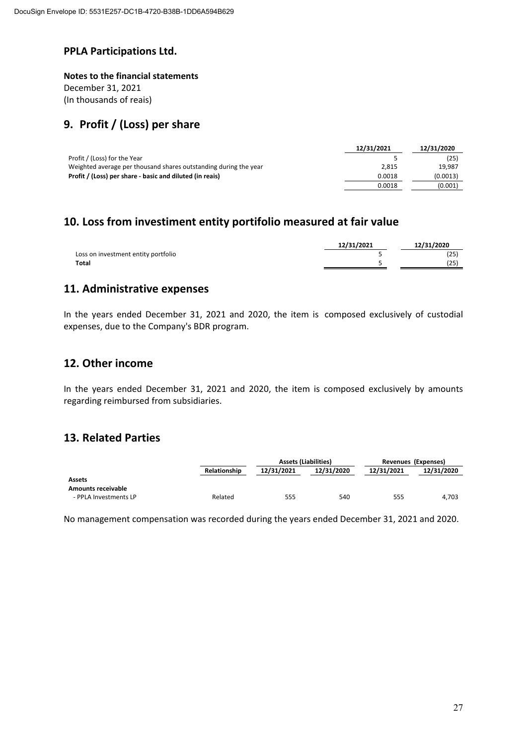DocuSign Envelope ID: 5531E257-DC1B-4720-B38B-1DD6A594B629

**PPLA Participations Ltd.**

**Notes to the financial statements**
December 31, 2021
(In thousands of reais)

## 9. Profit / (Loss) per share

| | 12/31/2021 | 12/31/2020 |
|---|---|---|
| Profit / (Loss) for the Year | 5 | (25) |
| Weighted average per thousand shares outstanding during the year | 2,815 | 19,987 |
| **Profit / (Loss) per share - basic and diluted (in reais)** | 0.0018 | (0.0013) |
| | 0.0018 | (0.001) |

## 10. Loss from investiment entity portifolio measured at fair value

| | 12/31/2021 | 12/31/2020 |
|---|---|---|
| Loss on investment entity portfolio | 5 | (25) |
| **Total** | 5 | (25) |

## 11. Administrative expenses

In the years ended December 31, 2021 and 2020, the item is composed exclusively of custodial expenses, due to the Company's BDR program.

## 12. Other income

In the years ended December 31, 2021 and 2020, the item is composed exclusively by amounts regarding reimbursed from subsidiaries.

## 13. Related Parties

| | | Assets (Liabilities) | | Revenues (Expenses) | |
|---|---|---|---|---|---|
| | Relationship | 12/31/2021 | 12/31/2020 | 12/31/2021 | 12/31/2020 |
| **Assets** | | | | | |
| **Amounts receivable** | | | | | |
| - PPLA Investments LP | Related | 555 | 540 | 555 | 4,703 |

No management compensation was recorded during the years ended December 31, 2021 and 2020.